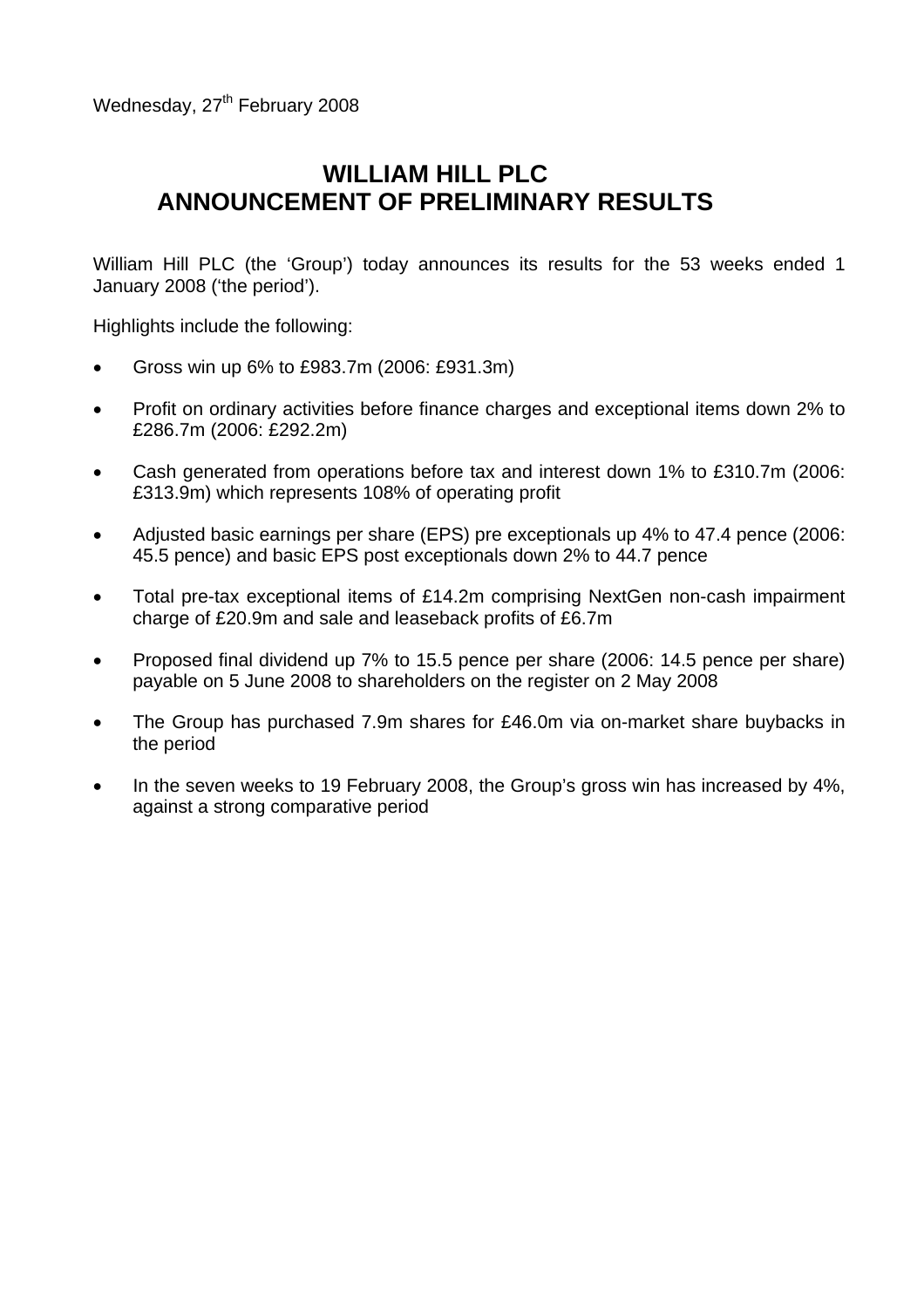Wednesday, 27th February 2008

# WILLIAM HILL PLC
# ANNOUNCEMENT OF PRELIMINARY RESULTS

William Hill PLC (the 'Group') today announces its results for the 53 weeks ended 1 January 2008 ('the period').

Highlights include the following:

- Gross win up 6% to £983.7m (2006: £931.3m)
- Profit on ordinary activities before finance charges and exceptional items down 2% to £286.7m (2006: £292.2m)
- Cash generated from operations before tax and interest down 1% to £310.7m (2006: £313.9m) which represents 108% of operating profit
- Adjusted basic earnings per share (EPS) pre exceptionals up 4% to 47.4 pence (2006: 45.5 pence) and basic EPS post exceptionals down 2% to 44.7 pence
- Total pre-tax exceptional items of £14.2m comprising NextGen non-cash impairment charge of £20.9m and sale and leaseback profits of £6.7m
- Proposed final dividend up 7% to 15.5 pence per share (2006: 14.5 pence per share) payable on 5 June 2008 to shareholders on the register on 2 May 2008
- The Group has purchased 7.9m shares for £46.0m via on-market share buybacks in the period
- In the seven weeks to 19 February 2008, the Group's gross win has increased by 4%, against a strong comparative period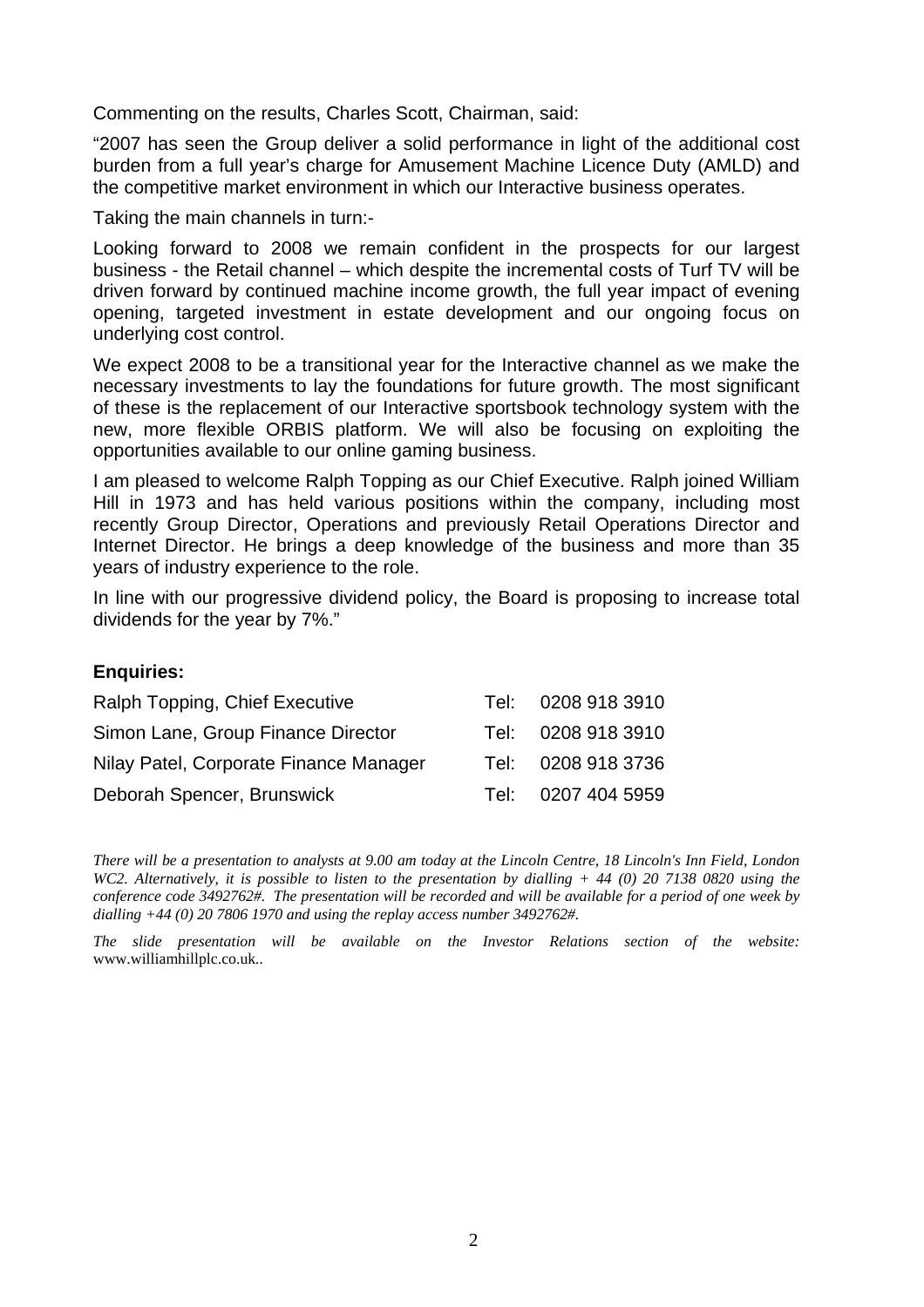Commenting on the results, Charles Scott, Chairman, said:

"2007 has seen the Group deliver a solid performance in light of the additional cost burden from a full year's charge for Amusement Machine Licence Duty (AMLD) and the competitive market environment in which our Interactive business operates.

Taking the main channels in turn:-

Looking forward to 2008 we remain confident in the prospects for our largest business - the Retail channel – which despite the incremental costs of Turf TV will be driven forward by continued machine income growth, the full year impact of evening opening, targeted investment in estate development and our ongoing focus on underlying cost control.

We expect 2008 to be a transitional year for the Interactive channel as we make the necessary investments to lay the foundations for future growth. The most significant of these is the replacement of our Interactive sportsbook technology system with the new, more flexible ORBIS platform. We will also be focusing on exploiting the opportunities available to our online gaming business.

I am pleased to welcome Ralph Topping as our Chief Executive. Ralph joined William Hill in 1973 and has held various positions within the company, including most recently Group Director, Operations and previously Retail Operations Director and Internet Director. He brings a deep knowledge of the business and more than 35 years of industry experience to the role.

In line with our progressive dividend policy, the Board is proposing to increase total dividends for the year by 7%."

**Enquiries:**

| | |
|---|---|
| Ralph Topping, Chief Executive | Tel: 0208 918 3910 |
| Simon Lane, Group Finance Director | Tel: 0208 918 3910 |
| Nilay Patel, Corporate Finance Manager | Tel: 0208 918 3736 |
| Deborah Spencer, Brunswick | Tel: 0207 404 5959 |

*There will be a presentation to analysts at 9.00 am today at the Lincoln Centre, 18 Lincoln's Inn Field, London WC2. Alternatively, it is possible to listen to the presentation by dialling + 44 (0) 20 7138 0820 using the conference code 3492762#. The presentation will be recorded and will be available for a period of one week by dialling +44 (0) 20 7806 1970 and using the replay access number 3492762#.*

*The slide presentation will be available on the Investor Relations section of the website:* www.williamhillplc.co.uk..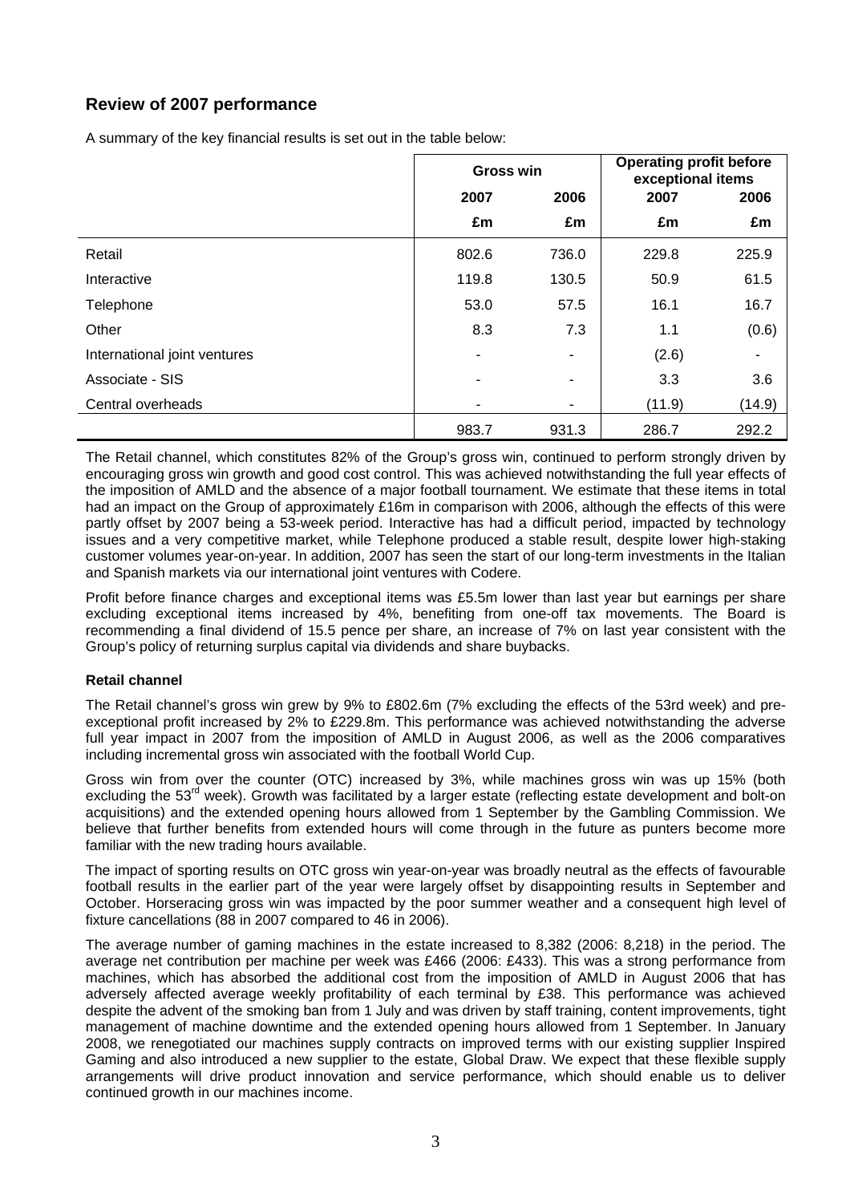## Review of 2007 performance

A summary of the key financial results is set out in the table below:

| | Gross win | | Operating profit before exceptional items | |
|---|---|---|---|---|
| | 2007 | 2006 | 2007 | 2006 |
| | £m | £m | £m | £m |
| Retail | 802.6 | 736.0 | 229.8 | 225.9 |
| Interactive | 119.8 | 130.5 | 50.9 | 61.5 |
| Telephone | 53.0 | 57.5 | 16.1 | 16.7 |
| Other | 8.3 | 7.3 | 1.1 | (0.6) |
| International joint ventures | - | - | (2.6) | - |
| Associate - SIS | - | - | 3.3 | 3.6 |
| Central overheads | - | - | (11.9) | (14.9) |
| | 983.7 | 931.3 | 286.7 | 292.2 |

The Retail channel, which constitutes 82% of the Group's gross win, continued to perform strongly driven by encouraging gross win growth and good cost control. This was achieved notwithstanding the full year effects of the imposition of AMLD and the absence of a major football tournament. We estimate that these items in total had an impact on the Group of approximately £16m in comparison with 2006, although the effects of this were partly offset by 2007 being a 53-week period. Interactive has had a difficult period, impacted by technology issues and a very competitive market, while Telephone produced a stable result, despite lower high-staking customer volumes year-on-year. In addition, 2007 has seen the start of our long-term investments in the Italian and Spanish markets via our international joint ventures with Codere.

Profit before finance charges and exceptional items was £5.5m lower than last year but earnings per share excluding exceptional items increased by 4%, benefiting from one-off tax movements. The Board is recommending a final dividend of 15.5 pence per share, an increase of 7% on last year consistent with the Group's policy of returning surplus capital via dividends and share buybacks.

**Retail channel**

The Retail channel's gross win grew by 9% to £802.6m (7% excluding the effects of the 53rd week) and pre-exceptional profit increased by 2% to £229.8m. This performance was achieved notwithstanding the adverse full year impact in 2007 from the imposition of AMLD in August 2006, as well as the 2006 comparatives including incremental gross win associated with the football World Cup.

Gross win from over the counter (OTC) increased by 3%, while machines gross win was up 15% (both excluding the 53rd week). Growth was facilitated by a larger estate (reflecting estate development and bolt-on acquisitions) and the extended opening hours allowed from 1 September by the Gambling Commission. We believe that further benefits from extended hours will come through in the future as punters become more familiar with the new trading hours available.

The impact of sporting results on OTC gross win year-on-year was broadly neutral as the effects of favourable football results in the earlier part of the year were largely offset by disappointing results in September and October. Horseracing gross win was impacted by the poor summer weather and a consequent high level of fixture cancellations (88 in 2007 compared to 46 in 2006).

The average number of gaming machines in the estate increased to 8,382 (2006: 8,218) in the period. The average net contribution per machine per week was £466 (2006: £433). This was a strong performance from machines, which has absorbed the additional cost from the imposition of AMLD in August 2006 that has adversely affected average weekly profitability of each terminal by £38. This performance was achieved despite the advent of the smoking ban from 1 July and was driven by staff training, content improvements, tight management of machine downtime and the extended opening hours allowed from 1 September. In January 2008, we renegotiated our machines supply contracts on improved terms with our existing supplier Inspired Gaming and also introduced a new supplier to the estate, Global Draw. We expect that these flexible supply arrangements will drive product innovation and service performance, which should enable us to deliver continued growth in our machines income.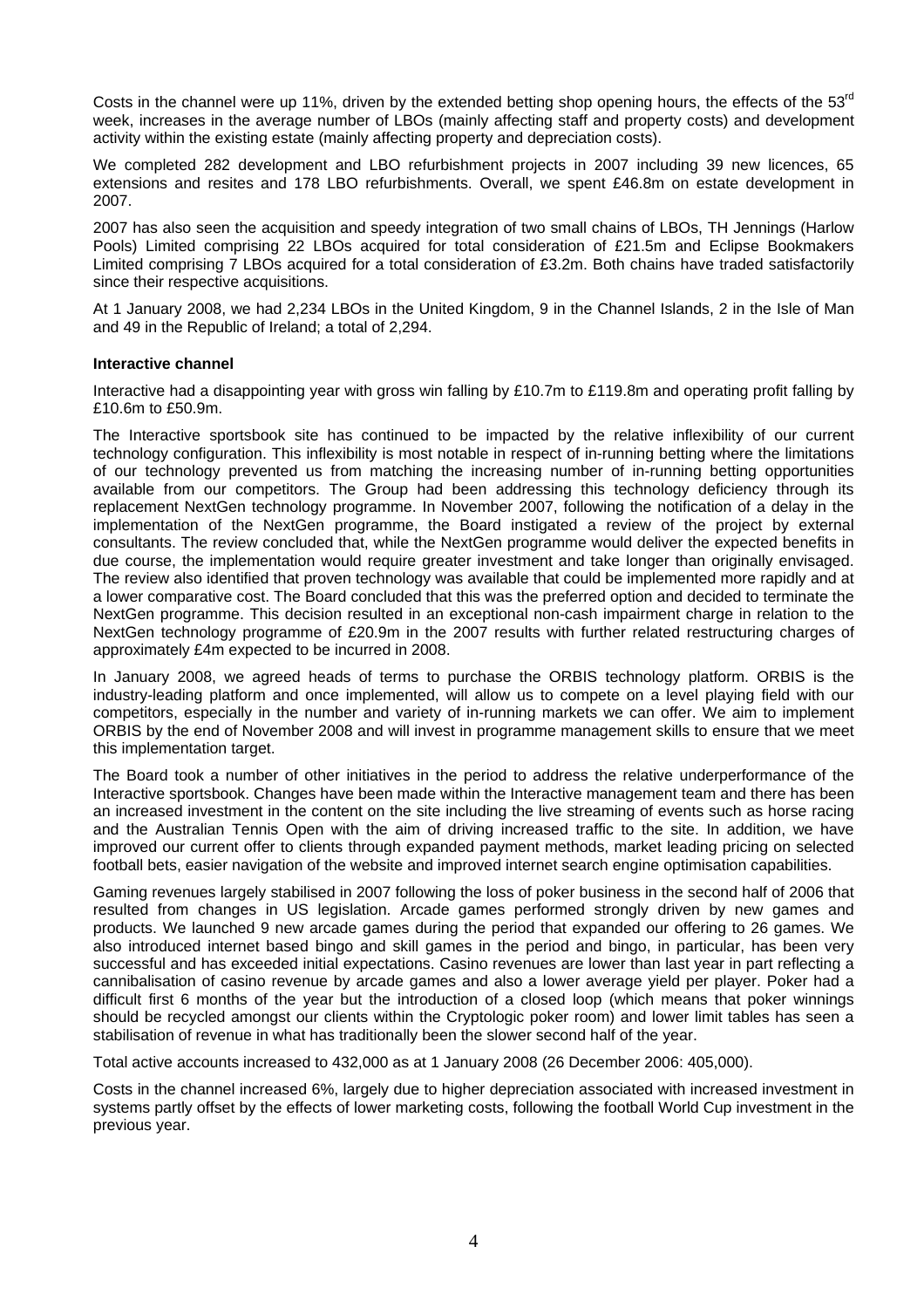Costs in the channel were up 11%, driven by the extended betting shop opening hours, the effects of the 53rd week, increases in the average number of LBOs (mainly affecting staff and property costs) and development activity within the existing estate (mainly affecting property and depreciation costs).

We completed 282 development and LBO refurbishment projects in 2007 including 39 new licences, 65 extensions and resites and 178 LBO refurbishments. Overall, we spent £46.8m on estate development in 2007.

2007 has also seen the acquisition and speedy integration of two small chains of LBOs, TH Jennings (Harlow Pools) Limited comprising 22 LBOs acquired for total consideration of £21.5m and Eclipse Bookmakers Limited comprising 7 LBOs acquired for a total consideration of £3.2m. Both chains have traded satisfactorily since their respective acquisitions.

At 1 January 2008, we had 2,234 LBOs in the United Kingdom, 9 in the Channel Islands, 2 in the Isle of Man and 49 in the Republic of Ireland; a total of 2,294.

**Interactive channel**

Interactive had a disappointing year with gross win falling by £10.7m to £119.8m and operating profit falling by £10.6m to £50.9m.

The Interactive sportsbook site has continued to be impacted by the relative inflexibility of our current technology configuration. This inflexibility is most notable in respect of in-running betting where the limitations of our technology prevented us from matching the increasing number of in-running betting opportunities available from our competitors. The Group had been addressing this technology deficiency through its replacement NextGen technology programme. In November 2007, following the notification of a delay in the implementation of the NextGen programme, the Board instigated a review of the project by external consultants. The review concluded that, while the NextGen programme would deliver the expected benefits in due course, the implementation would require greater investment and take longer than originally envisaged. The review also identified that proven technology was available that could be implemented more rapidly and at a lower comparative cost. The Board concluded that this was the preferred option and decided to terminate the NextGen programme. This decision resulted in an exceptional non-cash impairment charge in relation to the NextGen technology programme of £20.9m in the 2007 results with further related restructuring charges of approximately £4m expected to be incurred in 2008.

In January 2008, we agreed heads of terms to purchase the ORBIS technology platform. ORBIS is the industry-leading platform and once implemented, will allow us to compete on a level playing field with our competitors, especially in the number and variety of in-running markets we can offer. We aim to implement ORBIS by the end of November 2008 and will invest in programme management skills to ensure that we meet this implementation target.

The Board took a number of other initiatives in the period to address the relative underperformance of the Interactive sportsbook. Changes have been made within the Interactive management team and there has been an increased investment in the content on the site including the live streaming of events such as horse racing and the Australian Tennis Open with the aim of driving increased traffic to the site. In addition, we have improved our current offer to clients through expanded payment methods, market leading pricing on selected football bets, easier navigation of the website and improved internet search engine optimisation capabilities.

Gaming revenues largely stabilised in 2007 following the loss of poker business in the second half of 2006 that resulted from changes in US legislation. Arcade games performed strongly driven by new games and products. We launched 9 new arcade games during the period that expanded our offering to 26 games. We also introduced internet based bingo and skill games in the period and bingo, in particular, has been very successful and has exceeded initial expectations. Casino revenues are lower than last year in part reflecting a cannibalisation of casino revenue by arcade games and also a lower average yield per player. Poker had a difficult first 6 months of the year but the introduction of a closed loop (which means that poker winnings should be recycled amongst our clients within the Cryptologic poker room) and lower limit tables has seen a stabilisation of revenue in what has traditionally been the slower second half of the year.

Total active accounts increased to 432,000 as at 1 January 2008 (26 December 2006: 405,000).

Costs in the channel increased 6%, largely due to higher depreciation associated with increased investment in systems partly offset by the effects of lower marketing costs, following the football World Cup investment in the previous year.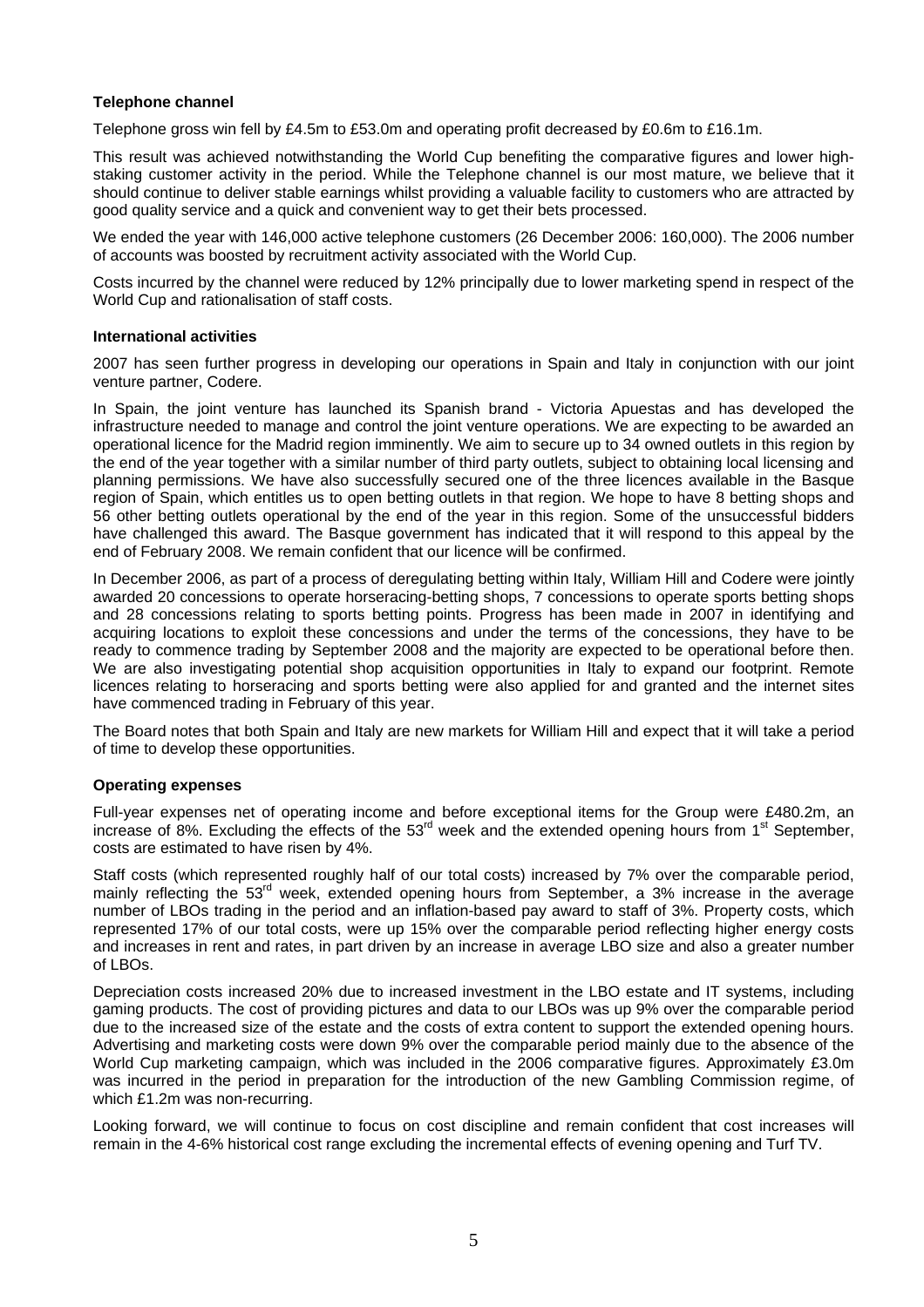### Telephone channel

Telephone gross win fell by £4.5m to £53.0m and operating profit decreased by £0.6m to £16.1m.

This result was achieved notwithstanding the World Cup benefiting the comparative figures and lower high-staking customer activity in the period. While the Telephone channel is our most mature, we believe that it should continue to deliver stable earnings whilst providing a valuable facility to customers who are attracted by good quality service and a quick and convenient way to get their bets processed.

We ended the year with 146,000 active telephone customers (26 December 2006: 160,000). The 2006 number of accounts was boosted by recruitment activity associated with the World Cup.

Costs incurred by the channel were reduced by 12% principally due to lower marketing spend in respect of the World Cup and rationalisation of staff costs.

### International activities

2007 has seen further progress in developing our operations in Spain and Italy in conjunction with our joint venture partner, Codere.

In Spain, the joint venture has launched its Spanish brand - Victoria Apuestas and has developed the infrastructure needed to manage and control the joint venture operations. We are expecting to be awarded an operational licence for the Madrid region imminently. We aim to secure up to 34 owned outlets in this region by the end of the year together with a similar number of third party outlets, subject to obtaining local licensing and planning permissions. We have also successfully secured one of the three licences available in the Basque region of Spain, which entitles us to open betting outlets in that region. We hope to have 8 betting shops and 56 other betting outlets operational by the end of the year in this region. Some of the unsuccessful bidders have challenged this award. The Basque government has indicated that it will respond to this appeal by the end of February 2008. We remain confident that our licence will be confirmed.

In December 2006, as part of a process of deregulating betting within Italy, William Hill and Codere were jointly awarded 20 concessions to operate horseracing-betting shops, 7 concessions to operate sports betting shops and 28 concessions relating to sports betting points. Progress has been made in 2007 in identifying and acquiring locations to exploit these concessions and under the terms of the concessions, they have to be ready to commence trading by September 2008 and the majority are expected to be operational before then. We are also investigating potential shop acquisition opportunities in Italy to expand our footprint. Remote licences relating to horseracing and sports betting were also applied for and granted and the internet sites have commenced trading in February of this year.

The Board notes that both Spain and Italy are new markets for William Hill and expect that it will take a period of time to develop these opportunities.

### Operating expenses

Full-year expenses net of operating income and before exceptional items for the Group were £480.2m, an increase of 8%. Excluding the effects of the 53rd week and the extended opening hours from 1st September, costs are estimated to have risen by 4%.

Staff costs (which represented roughly half of our total costs) increased by 7% over the comparable period, mainly reflecting the 53rd week, extended opening hours from September, a 3% increase in the average number of LBOs trading in the period and an inflation-based pay award to staff of 3%. Property costs, which represented 17% of our total costs, were up 15% over the comparable period reflecting higher energy costs and increases in rent and rates, in part driven by an increase in average LBO size and also a greater number of LBOs.

Depreciation costs increased 20% due to increased investment in the LBO estate and IT systems, including gaming products. The cost of providing pictures and data to our LBOs was up 9% over the comparable period due to the increased size of the estate and the costs of extra content to support the extended opening hours. Advertising and marketing costs were down 9% over the comparable period mainly due to the absence of the World Cup marketing campaign, which was included in the 2006 comparative figures. Approximately £3.0m was incurred in the period in preparation for the introduction of the new Gambling Commission regime, of which £1.2m was non-recurring.

Looking forward, we will continue to focus on cost discipline and remain confident that cost increases will remain in the 4-6% historical cost range excluding the incremental effects of evening opening and Turf TV.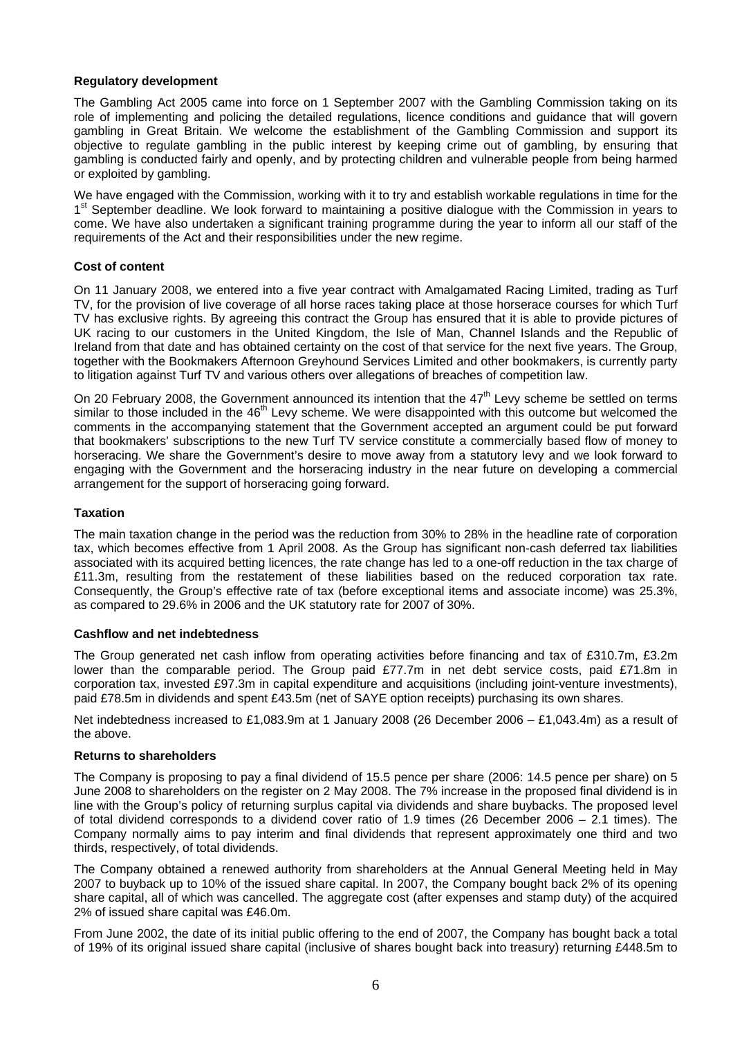### Regulatory development

The Gambling Act 2005 came into force on 1 September 2007 with the Gambling Commission taking on its role of implementing and policing the detailed regulations, licence conditions and guidance that will govern gambling in Great Britain. We welcome the establishment of the Gambling Commission and support its objective to regulate gambling in the public interest by keeping crime out of gambling, by ensuring that gambling is conducted fairly and openly, and by protecting children and vulnerable people from being harmed or exploited by gambling.

We have engaged with the Commission, working with it to try and establish workable regulations in time for the 1st September deadline. We look forward to maintaining a positive dialogue with the Commission in years to come. We have also undertaken a significant training programme during the year to inform all our staff of the requirements of the Act and their responsibilities under the new regime.

### Cost of content

On 11 January 2008, we entered into a five year contract with Amalgamated Racing Limited, trading as Turf TV, for the provision of live coverage of all horse races taking place at those horserace courses for which Turf TV has exclusive rights. By agreeing this contract the Group has ensured that it is able to provide pictures of UK racing to our customers in the United Kingdom, the Isle of Man, Channel Islands and the Republic of Ireland from that date and has obtained certainty on the cost of that service for the next five years. The Group, together with the Bookmakers Afternoon Greyhound Services Limited and other bookmakers, is currently party to litigation against Turf TV and various others over allegations of breaches of competition law.

On 20 February 2008, the Government announced its intention that the 47th Levy scheme be settled on terms similar to those included in the 46th Levy scheme. We were disappointed with this outcome but welcomed the comments in the accompanying statement that the Government accepted an argument could be put forward that bookmakers' subscriptions to the new Turf TV service constitute a commercially based flow of money to horseracing. We share the Government's desire to move away from a statutory levy and we look forward to engaging with the Government and the horseracing industry in the near future on developing a commercial arrangement for the support of horseracing going forward.

### Taxation

The main taxation change in the period was the reduction from 30% to 28% in the headline rate of corporation tax, which becomes effective from 1 April 2008. As the Group has significant non-cash deferred tax liabilities associated with its acquired betting licences, the rate change has led to a one-off reduction in the tax charge of £11.3m, resulting from the restatement of these liabilities based on the reduced corporation tax rate. Consequently, the Group's effective rate of tax (before exceptional items and associate income) was 25.3%, as compared to 29.6% in 2006 and the UK statutory rate for 2007 of 30%.

### Cashflow and net indebtedness

The Group generated net cash inflow from operating activities before financing and tax of £310.7m, £3.2m lower than the comparable period. The Group paid £77.7m in net debt service costs, paid £71.8m in corporation tax, invested £97.3m in capital expenditure and acquisitions (including joint-venture investments), paid £78.5m in dividends and spent £43.5m (net of SAYE option receipts) purchasing its own shares.

Net indebtedness increased to £1,083.9m at 1 January 2008 (26 December 2006 – £1,043.4m) as a result of the above.

### Returns to shareholders

The Company is proposing to pay a final dividend of 15.5 pence per share (2006: 14.5 pence per share) on 5 June 2008 to shareholders on the register on 2 May 2008. The 7% increase in the proposed final dividend is in line with the Group's policy of returning surplus capital via dividends and share buybacks. The proposed level of total dividend corresponds to a dividend cover ratio of 1.9 times (26 December 2006 – 2.1 times). The Company normally aims to pay interim and final dividends that represent approximately one third and two thirds, respectively, of total dividends.

The Company obtained a renewed authority from shareholders at the Annual General Meeting held in May 2007 to buyback up to 10% of the issued share capital. In 2007, the Company bought back 2% of its opening share capital, all of which was cancelled. The aggregate cost (after expenses and stamp duty) of the acquired 2% of issued share capital was £46.0m.

From June 2002, the date of its initial public offering to the end of 2007, the Company has bought back a total of 19% of its original issued share capital (inclusive of shares bought back into treasury) returning £448.5m to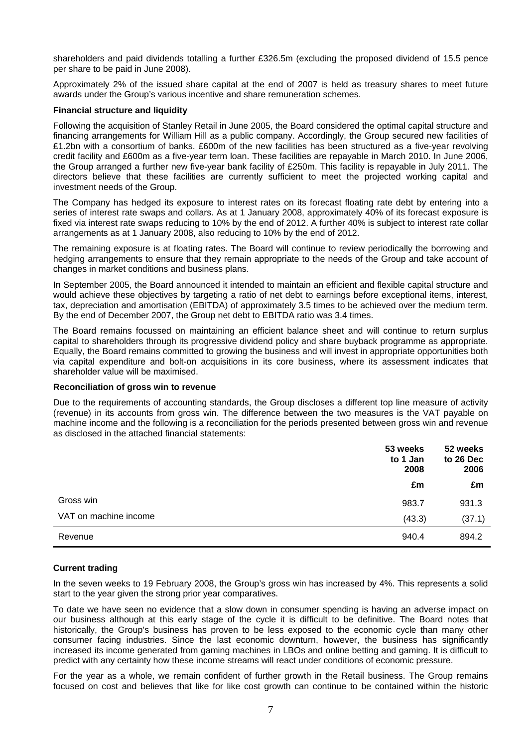shareholders and paid dividends totalling a further £326.5m (excluding the proposed dividend of 15.5 pence per share to be paid in June 2008).

Approximately 2% of the issued share capital at the end of 2007 is held as treasury shares to meet future awards under the Group's various incentive and share remuneration schemes.

**Financial structure and liquidity**

Following the acquisition of Stanley Retail in June 2005, the Board considered the optimal capital structure and financing arrangements for William Hill as a public company. Accordingly, the Group secured new facilities of £1.2bn with a consortium of banks. £600m of the new facilities has been structured as a five-year revolving credit facility and £600m as a five-year term loan. These facilities are repayable in March 2010. In June 2006, the Group arranged a further new five-year bank facility of £250m. This facility is repayable in July 2011. The directors believe that these facilities are currently sufficient to meet the projected working capital and investment needs of the Group.

The Company has hedged its exposure to interest rates on its forecast floating rate debt by entering into a series of interest rate swaps and collars. As at 1 January 2008, approximately 40% of its forecast exposure is fixed via interest rate swaps reducing to 10% by the end of 2012. A further 40% is subject to interest rate collar arrangements as at 1 January 2008, also reducing to 10% by the end of 2012.

The remaining exposure is at floating rates. The Board will continue to review periodically the borrowing and hedging arrangements to ensure that they remain appropriate to the needs of the Group and take account of changes in market conditions and business plans.

In September 2005, the Board announced it intended to maintain an efficient and flexible capital structure and would achieve these objectives by targeting a ratio of net debt to earnings before exceptional items, interest, tax, depreciation and amortisation (EBITDA) of approximately 3.5 times to be achieved over the medium term. By the end of December 2007, the Group net debt to EBITDA ratio was 3.4 times.

The Board remains focussed on maintaining an efficient balance sheet and will continue to return surplus capital to shareholders through its progressive dividend policy and share buyback programme as appropriate. Equally, the Board remains committed to growing the business and will invest in appropriate opportunities both via capital expenditure and bolt-on acquisitions in its core business, where its assessment indicates that shareholder value will be maximised.

**Reconciliation of gross win to revenue**

Due to the requirements of accounting standards, the Group discloses a different top line measure of activity (revenue) in its accounts from gross win. The difference between the two measures is the VAT payable on machine income and the following is a reconciliation for the periods presented between gross win and revenue as disclosed in the attached financial statements:

| | 53 weeks to 1 Jan 2008 | 52 weeks to 26 Dec 2006 |
|---|---|---|
| | £m | £m |
| Gross win | 983.7 | 931.3 |
| VAT on machine income | (43.3) | (37.1) |
| Revenue | 940.4 | 894.2 |

**Current trading**

In the seven weeks to 19 February 2008, the Group's gross win has increased by 4%. This represents a solid start to the year given the strong prior year comparatives.

To date we have seen no evidence that a slow down in consumer spending is having an adverse impact on our business although at this early stage of the cycle it is difficult to be definitive. The Board notes that historically, the Group's business has proven to be less exposed to the economic cycle than many other consumer facing industries. Since the last economic downturn, however, the business has significantly increased its income generated from gaming machines in LBOs and online betting and gaming. It is difficult to predict with any certainty how these income streams will react under conditions of economic pressure.

For the year as a whole, we remain confident of further growth in the Retail business. The Group remains focused on cost and believes that like for like cost growth can continue to be contained within the historic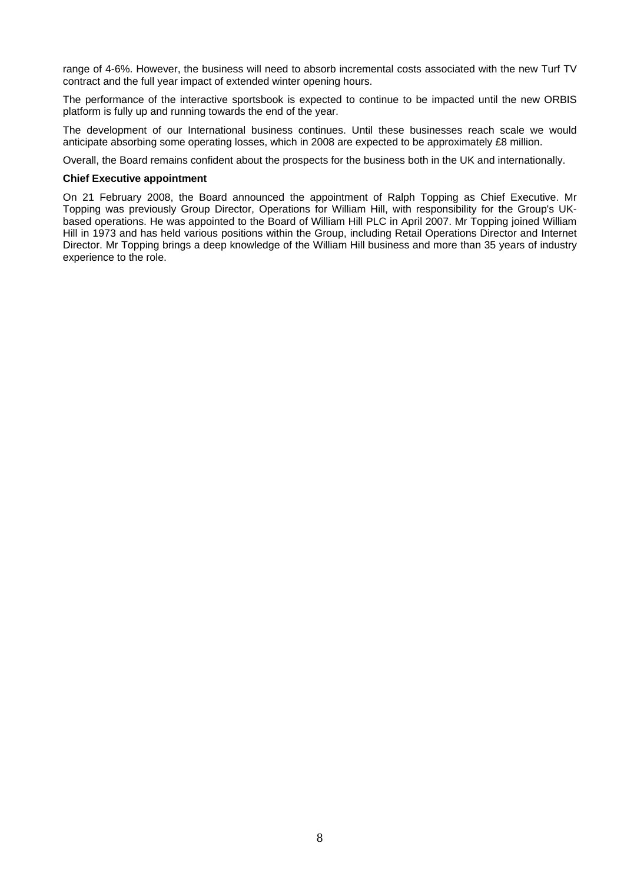range of 4-6%. However, the business will need to absorb incremental costs associated with the new Turf TV contract and the full year impact of extended winter opening hours.

The performance of the interactive sportsbook is expected to continue to be impacted until the new ORBIS platform is fully up and running towards the end of the year.

The development of our International business continues. Until these businesses reach scale we would anticipate absorbing some operating losses, which in 2008 are expected to be approximately £8 million.

Overall, the Board remains confident about the prospects for the business both in the UK and internationally.

**Chief Executive appointment**

On 21 February 2008, the Board announced the appointment of Ralph Topping as Chief Executive. Mr Topping was previously Group Director, Operations for William Hill, with responsibility for the Group's UK-based operations. He was appointed to the Board of William Hill PLC in April 2007. Mr Topping joined William Hill in 1973 and has held various positions within the Group, including Retail Operations Director and Internet Director. Mr Topping brings a deep knowledge of the William Hill business and more than 35 years of industry experience to the role.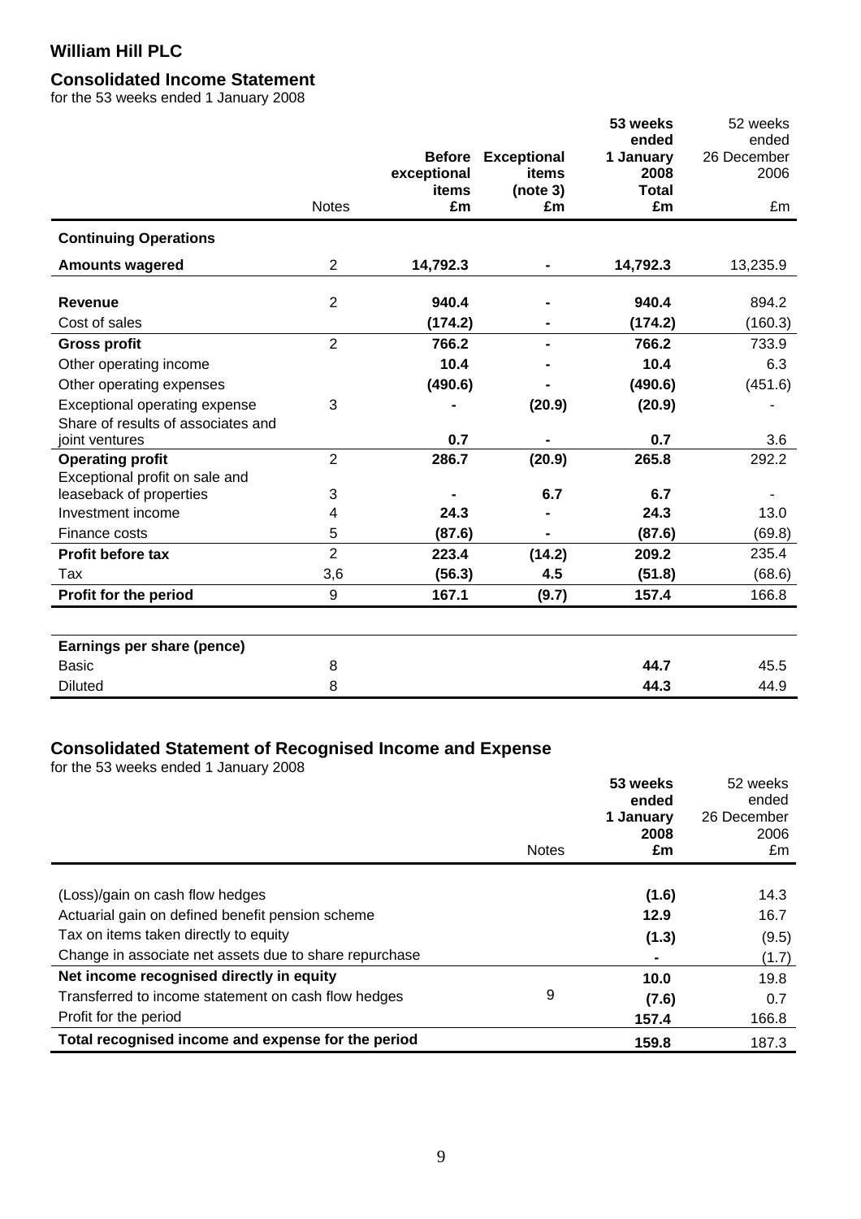# William Hill PLC

## Consolidated Income Statement

for the 53 weeks ended 1 January 2008

| | Notes | Before exceptional items £m | Exceptional items (note 3) £m | 53 weeks ended 1 January 2008 Total £m | 52 weeks ended 26 December 2006 £m |
|---|---|---|---|---|---|
| **Continuing Operations** | | | | | |
| **Amounts wagered** | 2 | **14,792.3** | **-** | **14,792.3** | 13,235.9 |
| **Revenue** | 2 | **940.4** | **-** | **940.4** | 894.2 |
| Cost of sales | | **(174.2)** | **-** | **(174.2)** | (160.3) |
| **Gross profit** | 2 | **766.2** | **-** | **766.2** | 733.9 |
| Other operating income | | **10.4** | **-** | **10.4** | 6.3 |
| Other operating expenses | | **(490.6)** | **-** | **(490.6)** | (451.6) |
| Exceptional operating expense | 3 | **-** | **(20.9)** | **(20.9)** | - |
| Share of results of associates and joint ventures | | **0.7** | **-** | **0.7** | 3.6 |
| **Operating profit** | 2 | **286.7** | **(20.9)** | **265.8** | 292.2 |
| Exceptional profit on sale and leaseback of properties | 3 | **-** | **6.7** | **6.7** | - |
| Investment income | 4 | **24.3** | **-** | **24.3** | 13.0 |
| Finance costs | 5 | **(87.6)** | **-** | **(87.6)** | (69.8) |
| **Profit before tax** | 2 | **223.4** | **(14.2)** | **209.2** | 235.4 |
| Tax | 3,6 | **(56.3)** | **4.5** | **(51.8)** | (68.6) |
| **Profit for the period** | 9 | **167.1** | **(9.7)** | **157.4** | 166.8 |
| | | | | | |
| **Earnings per share (pence)** | | | | | |
| Basic | 8 | | | **44.7** | 45.5 |
| Diluted | 8 | | | **44.3** | 44.9 |

## Consolidated Statement of Recognised Income and Expense

for the 53 weeks ended 1 January 2008

| | Notes | 53 weeks ended 1 January 2008 £m | 52 weeks ended 26 December 2006 £m |
|---|---|---|---|
| (Loss)/gain on cash flow hedges | | **(1.6)** | 14.3 |
| Actuarial gain on defined benefit pension scheme | | **12.9** | 16.7 |
| Tax on items taken directly to equity | | **(1.3)** | (9.5) |
| Change in associate net assets due to share repurchase | | **-** | (1.7) |
| **Net income recognised directly in equity** | | **10.0** | 19.8 |
| Transferred to income statement on cash flow hedges | 9 | **(7.6)** | 0.7 |
| Profit for the period | | **157.4** | 166.8 |
| **Total recognised income and expense for the period** | | **159.8** | 187.3 |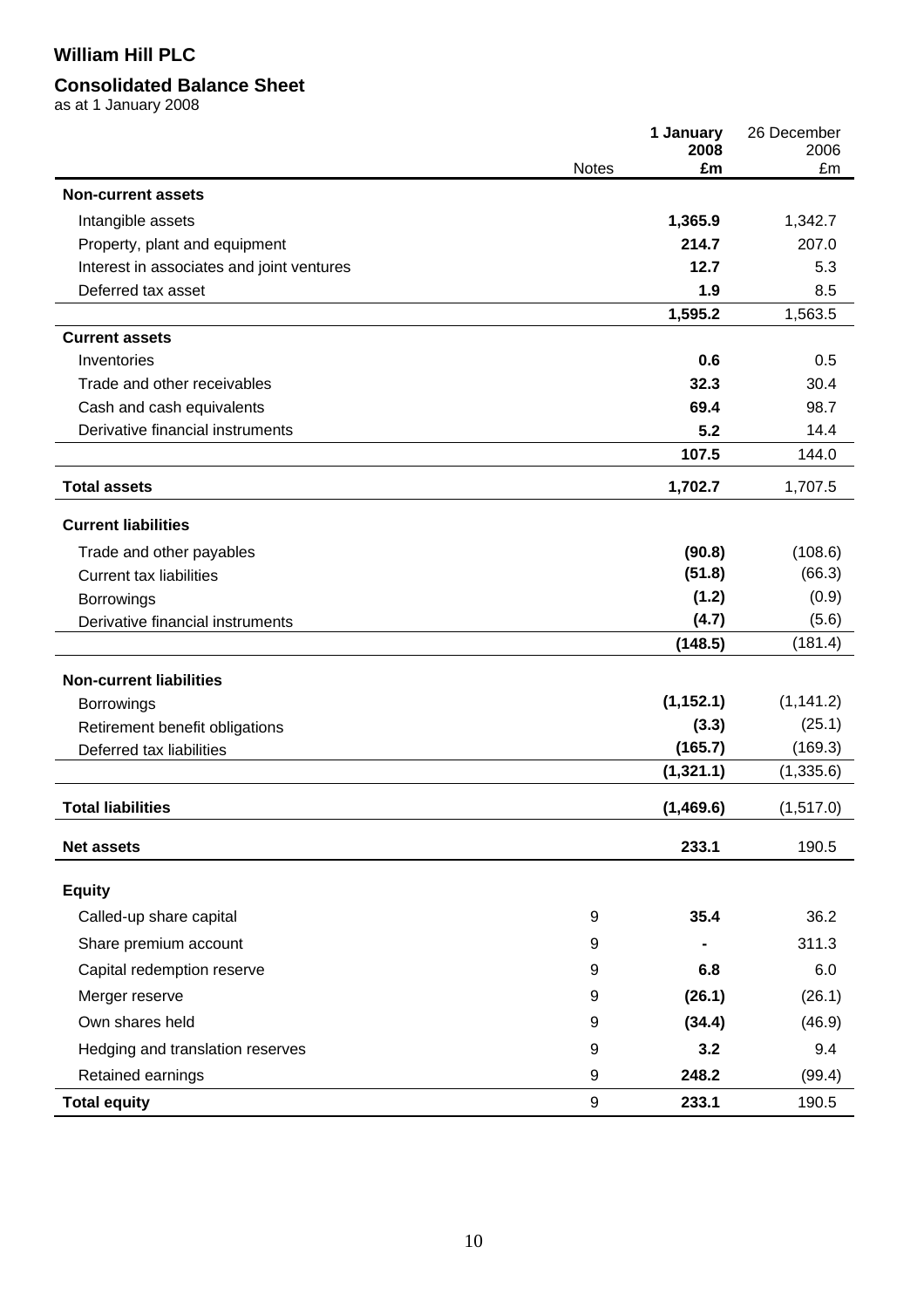**William Hill PLC**

**Consolidated Balance Sheet**
as at 1 January 2008

| | Notes | **1 January 2008 £m** | 26 December 2006 £m |
|---|---|---|---|
| **Non-current assets** | | | |
| Intangible assets | | **1,365.9** | 1,342.7 |
| Property, plant and equipment | | **214.7** | 207.0 |
| Interest in associates and joint ventures | | **12.7** | 5.3 |
| Deferred tax asset | | **1.9** | 8.5 |
| | | **1,595.2** | 1,563.5 |
| **Current assets** | | | |
| Inventories | | **0.6** | 0.5 |
| Trade and other receivables | | **32.3** | 30.4 |
| Cash and cash equivalents | | **69.4** | 98.7 |
| Derivative financial instruments | | **5.2** | 14.4 |
| | | **107.5** | 144.0 |
| **Total assets** | | **1,702.7** | 1,707.5 |
| **Current liabilities** | | | |
| Trade and other payables | | **(90.8)** | (108.6) |
| Current tax liabilities | | **(51.8)** | (66.3) |
| Borrowings | | **(1.2)** | (0.9) |
| Derivative financial instruments | | **(4.7)** | (5.6) |
| | | **(148.5)** | (181.4) |
| **Non-current liabilities** | | | |
| Borrowings | | **(1,152.1)** | (1,141.2) |
| Retirement benefit obligations | | **(3.3)** | (25.1) |
| Deferred tax liabilities | | **(165.7)** | (169.3) |
| | | **(1,321.1)** | (1,335.6) |
| **Total liabilities** | | **(1,469.6)** | (1,517.0) |
| **Net assets** | | **233.1** | 190.5 |
| **Equity** | | | |
| Called-up share capital | 9 | **35.4** | 36.2 |
| Share premium account | 9 | **-** | 311.3 |
| Capital redemption reserve | 9 | **6.8** | 6.0 |
| Merger reserve | 9 | **(26.1)** | (26.1) |
| Own shares held | 9 | **(34.4)** | (46.9) |
| Hedging and translation reserves | 9 | **3.2** | 9.4 |
| Retained earnings | 9 | **248.2** | (99.4) |
| **Total equity** | 9 | **233.1** | 190.5 |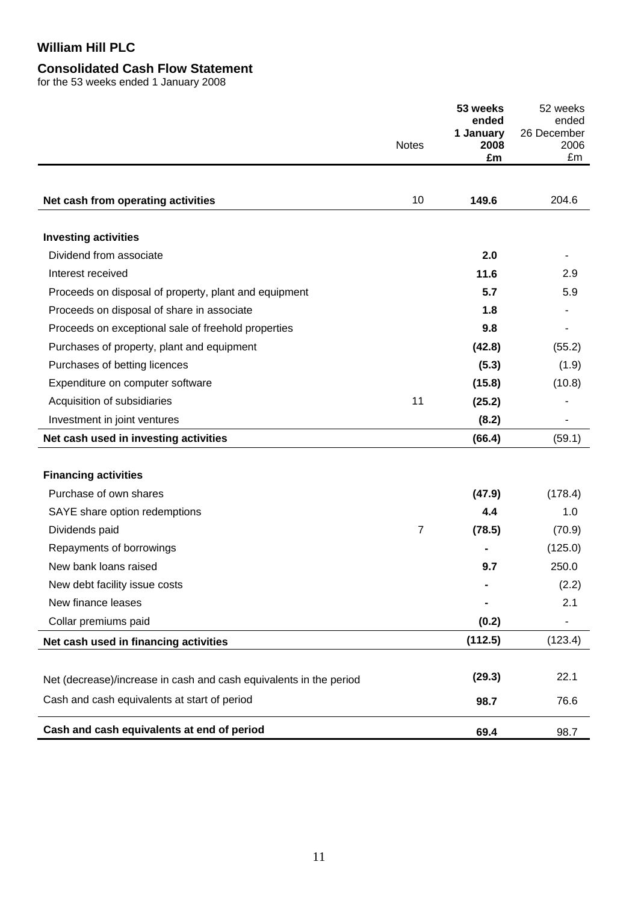# William Hill PLC

## Consolidated Cash Flow Statement

for the 53 weeks ended 1 January 2008

| | Notes | **53 weeks ended 1 January 2008 £m** | 52 weeks ended 26 December 2006 £m |
|---|---|---|---|
| **Net cash from operating activities** | 10 | **149.6** | 204.6 |
| **Investing activities** | | | |
| Dividend from associate | | **2.0** | - |
| Interest received | | **11.6** | 2.9 |
| Proceeds on disposal of property, plant and equipment | | **5.7** | 5.9 |
| Proceeds on disposal of share in associate | | **1.8** | - |
| Proceeds on exceptional sale of freehold properties | | **9.8** | - |
| Purchases of property, plant and equipment | | **(42.8)** | (55.2) |
| Purchases of betting licences | | **(5.3)** | (1.9) |
| Expenditure on computer software | | **(15.8)** | (10.8) |
| Acquisition of subsidiaries | 11 | **(25.2)** | - |
| Investment in joint ventures | | **(8.2)** | - |
| **Net cash used in investing activities** | | **(66.4)** | (59.1) |
| **Financing activities** | | | |
| Purchase of own shares | | **(47.9)** | (178.4) |
| SAYE share option redemptions | | **4.4** | 1.0 |
| Dividends paid | 7 | **(78.5)** | (70.9) |
| Repayments of borrowings | | **-** | (125.0) |
| New bank loans raised | | **9.7** | 250.0 |
| New debt facility issue costs | | **-** | (2.2) |
| New finance leases | | **-** | 2.1 |
| Collar premiums paid | | **(0.2)** | - |
| **Net cash used in financing activities** | | **(112.5)** | (123.4) |
| Net (decrease)/increase in cash and cash equivalents in the period | | **(29.3)** | 22.1 |
| Cash and cash equivalents at start of period | | **98.7** | 76.6 |
| **Cash and cash equivalents at end of period** | | **69.4** | 98.7 |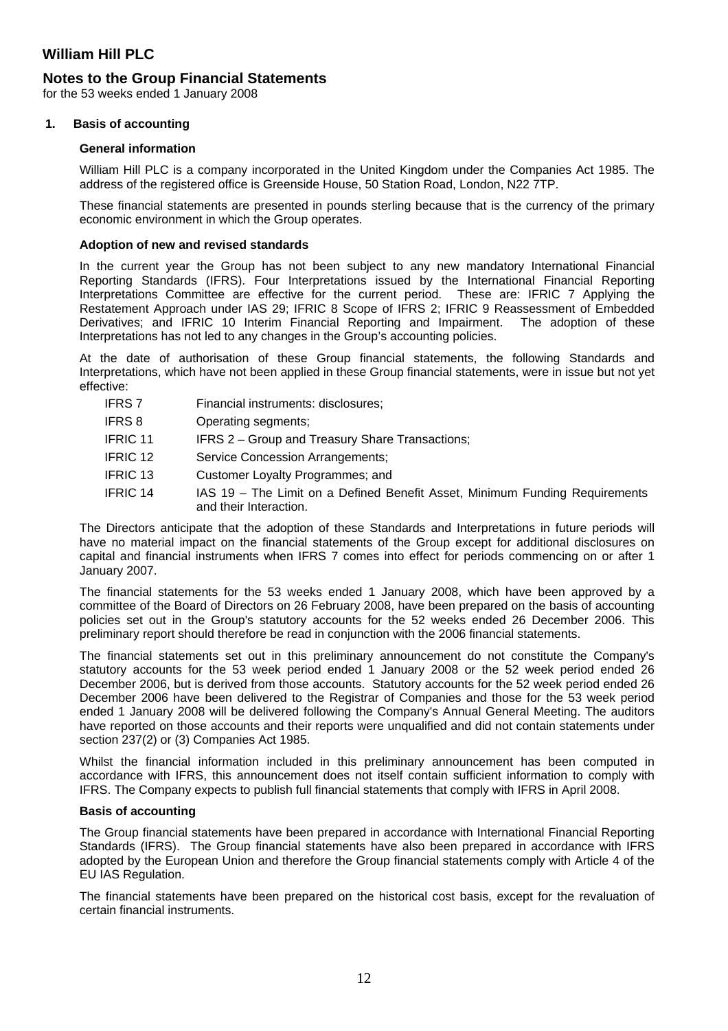# William Hill PLC

## Notes to the Group Financial Statements

for the 53 weeks ended 1 January 2008

### 1. Basis of accounting

#### General information

William Hill PLC is a company incorporated in the United Kingdom under the Companies Act 1985. The address of the registered office is Greenside House, 50 Station Road, London, N22 7TP.

These financial statements are presented in pounds sterling because that is the currency of the primary economic environment in which the Group operates.

#### Adoption of new and revised standards

In the current year the Group has not been subject to any new mandatory International Financial Reporting Standards (IFRS). Four Interpretations issued by the International Financial Reporting Interpretations Committee are effective for the current period. These are: IFRIC 7 Applying the Restatement Approach under IAS 29; IFRIC 8 Scope of IFRS 2; IFRIC 9 Reassessment of Embedded Derivatives; and IFRIC 10 Interim Financial Reporting and Impairment. The adoption of these Interpretations has not led to any changes in the Group's accounting policies.

At the date of authorisation of these Group financial statements, the following Standards and Interpretations, which have not been applied in these Group financial statements, were in issue but not yet effective:

| | |
|---|---|
| IFRS 7 | Financial instruments: disclosures; |
| IFRS 8 | Operating segments; |
| IFRIC 11 | IFRS 2 – Group and Treasury Share Transactions; |
| IFRIC 12 | Service Concession Arrangements; |
| IFRIC 13 | Customer Loyalty Programmes; and |
| IFRIC 14 | IAS 19 – The Limit on a Defined Benefit Asset, Minimum Funding Requirements and their Interaction. |

The Directors anticipate that the adoption of these Standards and Interpretations in future periods will have no material impact on the financial statements of the Group except for additional disclosures on capital and financial instruments when IFRS 7 comes into effect for periods commencing on or after 1 January 2007.

The financial statements for the 53 weeks ended 1 January 2008, which have been approved by a committee of the Board of Directors on 26 February 2008, have been prepared on the basis of accounting policies set out in the Group's statutory accounts for the 52 weeks ended 26 December 2006. This preliminary report should therefore be read in conjunction with the 2006 financial statements.

The financial statements set out in this preliminary announcement do not constitute the Company's statutory accounts for the 53 week period ended 1 January 2008 or the 52 week period ended 26 December 2006, but is derived from those accounts. Statutory accounts for the 52 week period ended 26 December 2006 have been delivered to the Registrar of Companies and those for the 53 week period ended 1 January 2008 will be delivered following the Company's Annual General Meeting. The auditors have reported on those accounts and their reports were unqualified and did not contain statements under section 237(2) or (3) Companies Act 1985.

Whilst the financial information included in this preliminary announcement has been computed in accordance with IFRS, this announcement does not itself contain sufficient information to comply with IFRS. The Company expects to publish full financial statements that comply with IFRS in April 2008.

#### Basis of accounting

The Group financial statements have been prepared in accordance with International Financial Reporting Standards (IFRS). The Group financial statements have also been prepared in accordance with IFRS adopted by the European Union and therefore the Group financial statements comply with Article 4 of the EU IAS Regulation.

The financial statements have been prepared on the historical cost basis, except for the revaluation of certain financial instruments.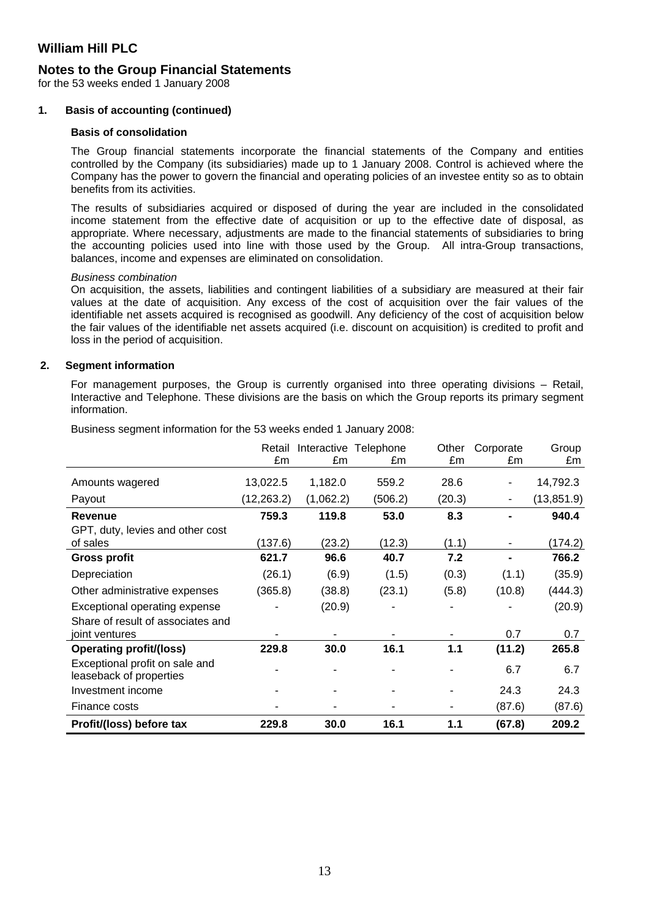# William Hill PLC

## Notes to the Group Financial Statements

for the 53 weeks ended 1 January 2008

### 1. Basis of accounting (continued)

**Basis of consolidation**

The Group financial statements incorporate the financial statements of the Company and entities controlled by the Company (its subsidiaries) made up to 1 January 2008. Control is achieved where the Company has the power to govern the financial and operating policies of an investee entity so as to obtain benefits from its activities.

The results of subsidiaries acquired or disposed of during the year are included in the consolidated income statement from the effective date of acquisition or up to the effective date of disposal, as appropriate. Where necessary, adjustments are made to the financial statements of subsidiaries to bring the accounting policies used into line with those used by the Group. All intra-Group transactions, balances, income and expenses are eliminated on consolidation.

*Business combination*

On acquisition, the assets, liabilities and contingent liabilities of a subsidiary are measured at their fair values at the date of acquisition. Any excess of the cost of acquisition over the fair values of the identifiable net assets acquired is recognised as goodwill. Any deficiency of the cost of acquisition below the fair values of the identifiable net assets acquired (i.e. discount on acquisition) is credited to profit and loss in the period of acquisition.

### 2. Segment information

For management purposes, the Group is currently organised into three operating divisions – Retail, Interactive and Telephone. These divisions are the basis on which the Group reports its primary segment information.

Business segment information for the 53 weeks ended 1 January 2008:

| | Retail £m | Interactive £m | Telephone £m | Other £m | Corporate £m | Group £m |
|---|---|---|---|---|---|---|
| Amounts wagered | 13,022.5 | 1,182.0 | 559.2 | 28.6 | - | 14,792.3 |
| Payout | (12,263.2) | (1,062.2) | (506.2) | (20.3) | - | (13,851.9) |
| **Revenue** | **759.3** | **119.8** | **53.0** | **8.3** | **-** | **940.4** |
| GPT, duty, levies and other cost of sales | (137.6) | (23.2) | (12.3) | (1.1) | - | (174.2) |
| **Gross profit** | **621.7** | **96.6** | **40.7** | **7.2** | **-** | **766.2** |
| Depreciation | (26.1) | (6.9) | (1.5) | (0.3) | (1.1) | (35.9) |
| Other administrative expenses | (365.8) | (38.8) | (23.1) | (5.8) | (10.8) | (444.3) |
| Exceptional operating expense | - | (20.9) | - | - | - | (20.9) |
| Share of result of associates and joint ventures | - | - | - | - | 0.7 | 0.7 |
| **Operating profit/(loss)** | **229.8** | **30.0** | **16.1** | **1.1** | **(11.2)** | **265.8** |
| Exceptional profit on sale and leaseback of properties | - | - | - | - | 6.7 | 6.7 |
| Investment income | - | - | - | - | 24.3 | 24.3 |
| Finance costs | - | - | - | - | (87.6) | (87.6) |
| **Profit/(loss) before tax** | **229.8** | **30.0** | **16.1** | **1.1** | **(67.8)** | **209.2** |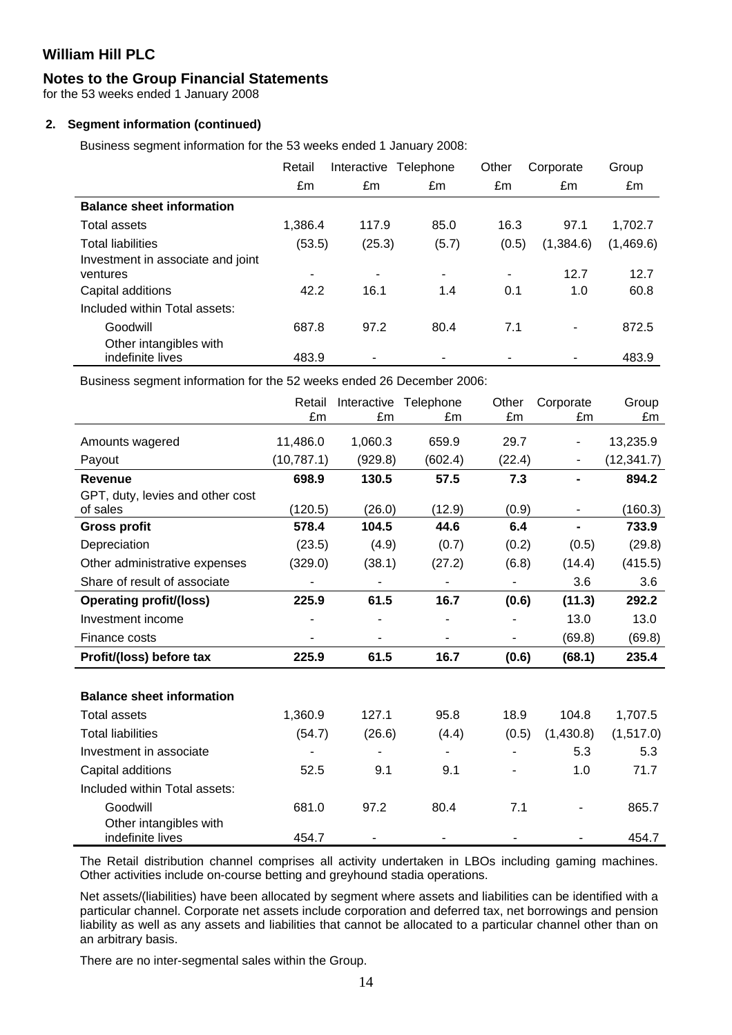**William Hill PLC**

**Notes to the Group Financial Statements**
for the 53 weeks ended 1 January 2008

**2. Segment information (continued)**

Business segment information for the 53 weeks ended 1 January 2008:

| | Retail | Interactive | Telephone | Other | Corporate | Group |
|---|---|---|---|---|---|---|
| | £m | £m | £m | £m | £m | £m |
| **Balance sheet information** | | | | | | |
| Total assets | 1,386.4 | 117.9 | 85.0 | 16.3 | 97.1 | 1,702.7 |
| Total liabilities | (53.5) | (25.3) | (5.7) | (0.5) | (1,384.6) | (1,469.6) |
| Investment in associate and joint ventures | - | - | - | - | 12.7 | 12.7 |
| Capital additions | 42.2 | 16.1 | 1.4 | 0.1 | 1.0 | 60.8 |
| Included within Total assets: | | | | | | |
| Goodwill | 687.8 | 97.2 | 80.4 | 7.1 | - | 872.5 |
| Other intangibles with indefinite lives | 483.9 | - | - | - | - | 483.9 |

Business segment information for the 52 weeks ended 26 December 2006:

| | Retail £m | Interactive £m | Telephone £m | Other £m | Corporate £m | Group £m |
|---|---|---|---|---|---|---|
| Amounts wagered | 11,486.0 | 1,060.3 | 659.9 | 29.7 | - | 13,235.9 |
| Payout | (10,787.1) | (929.8) | (602.4) | (22.4) | - | (12,341.7) |
| **Revenue** | **698.9** | **130.5** | **57.5** | **7.3** | **-** | **894.2** |
| GPT, duty, levies and other cost of sales | (120.5) | (26.0) | (12.9) | (0.9) | - | (160.3) |
| **Gross profit** | **578.4** | **104.5** | **44.6** | **6.4** | **-** | **733.9** |
| Depreciation | (23.5) | (4.9) | (0.7) | (0.2) | (0.5) | (29.8) |
| Other administrative expenses | (329.0) | (38.1) | (27.2) | (6.8) | (14.4) | (415.5) |
| Share of result of associate | - | - | - | - | 3.6 | 3.6 |
| **Operating profit/(loss)** | **225.9** | **61.5** | **16.7** | **(0.6)** | **(11.3)** | **292.2** |
| Investment income | - | - | - | - | 13.0 | 13.0 |
| Finance costs | - | - | - | - | (69.8) | (69.8) |
| **Profit/(loss) before tax** | **225.9** | **61.5** | **16.7** | **(0.6)** | **(68.1)** | **235.4** |
| | | | | | | |
| **Balance sheet information** | | | | | | |
| Total assets | 1,360.9 | 127.1 | 95.8 | 18.9 | 104.8 | 1,707.5 |
| Total liabilities | (54.7) | (26.6) | (4.4) | (0.5) | (1,430.8) | (1,517.0) |
| Investment in associate | - | - | - | - | 5.3 | 5.3 |
| Capital additions | 52.5 | 9.1 | 9.1 | - | 1.0 | 71.7 |
| Included within Total assets: | | | | | | |
| Goodwill | 681.0 | 97.2 | 80.4 | 7.1 | - | 865.7 |
| Other intangibles with indefinite lives | 454.7 | - | - | - | - | 454.7 |

The Retail distribution channel comprises all activity undertaken in LBOs including gaming machines. Other activities include on-course betting and greyhound stadia operations.

Net assets/(liabilities) have been allocated by segment where assets and liabilities can be identified with a particular channel. Corporate net assets include corporation and deferred tax, net borrowings and pension liability as well as any assets and liabilities that cannot be allocated to a particular channel other than on an arbitrary basis.

There are no inter-segmental sales within the Group.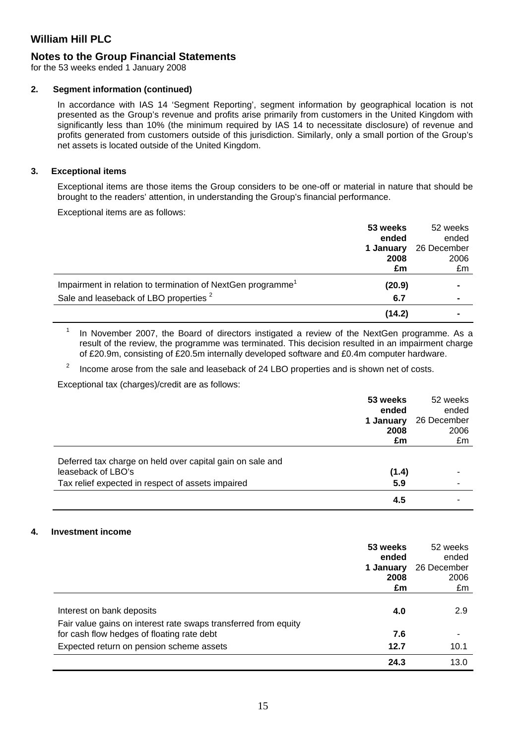## William Hill PLC

## Notes to the Group Financial Statements

for the 53 weeks ended 1 January 2008

### 2. Segment information (continued)

In accordance with IAS 14 'Segment Reporting', segment information by geographical location is not presented as the Group's revenue and profits arise primarily from customers in the United Kingdom with significantly less than 10% (the minimum required by IAS 14 to necessitate disclosure) of revenue and profits generated from customers outside of this jurisdiction. Similarly, only a small portion of the Group's net assets is located outside of the United Kingdom.

### 3. Exceptional items

Exceptional items are those items the Group considers to be one-off or material in nature that should be brought to the readers' attention, in understanding the Group's financial performance.

Exceptional items are as follows:

| | **53 weeks ended 1 January 2008 £m** | 52 weeks ended 26 December 2006 £m |
|---|---|---|
| Impairment in relation to termination of NextGen programme[1] | **(20.9)** | - |
| Sale and leaseback of LBO properties [2] | **6.7** | - |
| | **(14.2)** | - |

[1] In November 2007, the Board of directors instigated a review of the NextGen programme. As a result of the review, the programme was terminated. This decision resulted in an impairment charge of £20.9m, consisting of £20.5m internally developed software and £0.4m computer hardware.

[2] Income arose from the sale and leaseback of 24 LBO properties and is shown net of costs.

Exceptional tax (charges)/credit are as follows:

| | **53 weeks ended 1 January 2008 £m** | 52 weeks ended 26 December 2006 £m |
|---|---|---|
| Deferred tax charge on held over capital gain on sale and leaseback of LBO's | **(1.4)** | - |
| Tax relief expected in respect of assets impaired | **5.9** | - |
| | **4.5** | - |

### 4. Investment income

| | **53 weeks ended 1 January 2008 £m** | 52 weeks ended 26 December 2006 £m |
|---|---|---|
| Interest on bank deposits | **4.0** | 2.9 |
| Fair value gains on interest rate swaps transferred from equity for cash flow hedges of floating rate debt | **7.6** | - |
| Expected return on pension scheme assets | **12.7** | 10.1 |
| | **24.3** | 13.0 |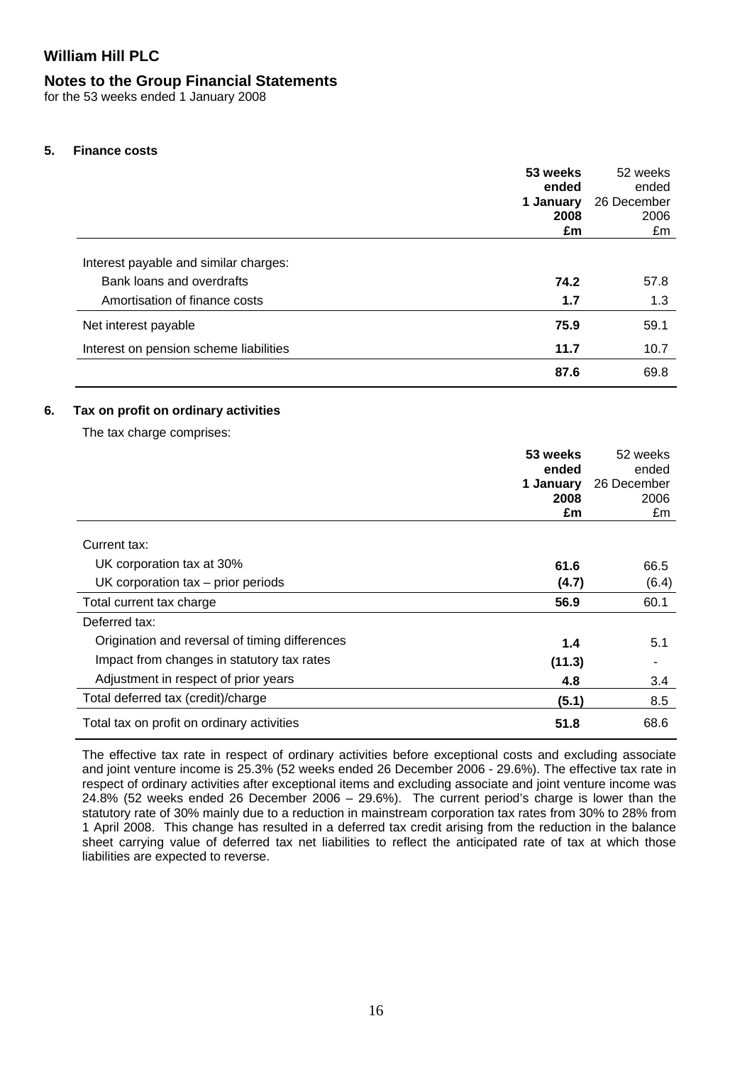# William Hill PLC

## Notes to the Group Financial Statements

for the 53 weeks ended 1 January 2008

### 5. Finance costs

| | **53 weeks ended 1 January 2008 £m** | 52 weeks ended 26 December 2006 £m |
|---|---|---|
| Interest payable and similar charges: | | |
| Bank loans and overdrafts | **74.2** | 57.8 |
| Amortisation of finance costs | **1.7** | 1.3 |
| Net interest payable | **75.9** | 59.1 |
| Interest on pension scheme liabilities | **11.7** | 10.7 |
| | **87.6** | 69.8 |

### 6. Tax on profit on ordinary activities

The tax charge comprises:

| | **53 weeks ended 1 January 2008 £m** | 52 weeks ended 26 December 2006 £m |
|---|---|---|
| Current tax: | | |
| UK corporation tax at 30% | **61.6** | 66.5 |
| UK corporation tax – prior periods | **(4.7)** | (6.4) |
| Total current tax charge | **56.9** | 60.1 |
| Deferred tax: | | |
| Origination and reversal of timing differences | **1.4** | 5.1 |
| Impact from changes in statutory tax rates | **(11.3)** | - |
| Adjustment in respect of prior years | **4.8** | 3.4 |
| Total deferred tax (credit)/charge | **(5.1)** | 8.5 |
| Total tax on profit on ordinary activities | **51.8** | 68.6 |

The effective tax rate in respect of ordinary activities before exceptional costs and excluding associate and joint venture income is 25.3% (52 weeks ended 26 December 2006 - 29.6%). The effective tax rate in respect of ordinary activities after exceptional items and excluding associate and joint venture income was 24.8% (52 weeks ended 26 December 2006 – 29.6%). The current period's charge is lower than the statutory rate of 30% mainly due to a reduction in mainstream corporation tax rates from 30% to 28% from 1 April 2008. This change has resulted in a deferred tax credit arising from the reduction in the balance sheet carrying value of deferred tax net liabilities to reflect the anticipated rate of tax at which those liabilities are expected to reverse.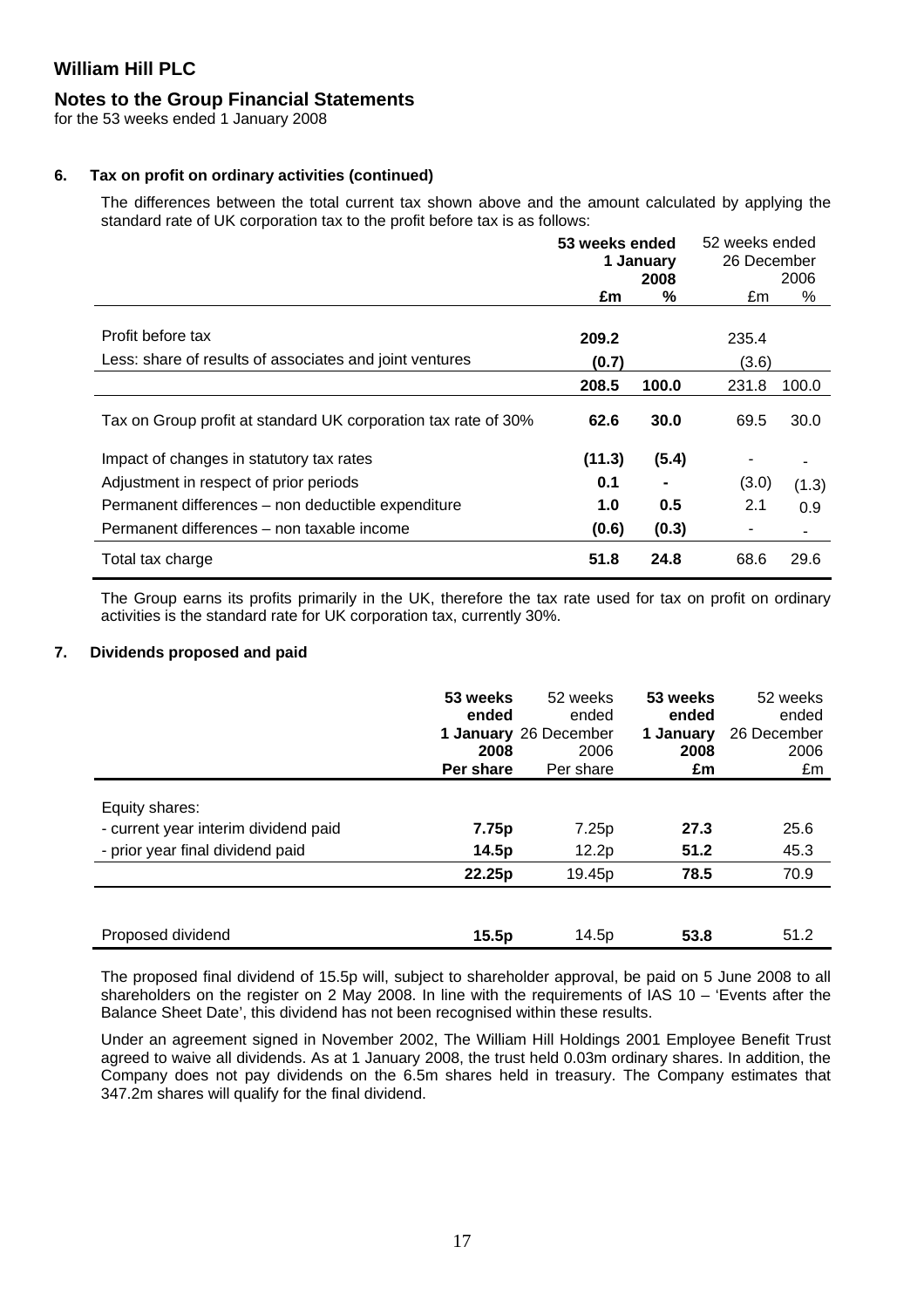## William Hill PLC

### Notes to the Group Financial Statements

for the 53 weeks ended 1 January 2008

#### 6. Tax on profit on ordinary activities (continued)

The differences between the total current tax shown above and the amount calculated by applying the standard rate of UK corporation tax to the profit before tax is as follows:

| | **53 weeks ended 1 January 2008** | | 52 weeks ended 26 December 2006 | |
|---|---|---|---|---|
| | **£m** | **%** | £m | % |
| Profit before tax | **209.2** | | 235.4 | |
| Less: share of results of associates and joint ventures | **(0.7)** | | (3.6) | |
| | **208.5** | **100.0** | 231.8 | 100.0 |
| Tax on Group profit at standard UK corporation tax rate of 30% | **62.6** | **30.0** | 69.5 | 30.0 |
| Impact of changes in statutory tax rates | **(11.3)** | **(5.4)** | - | - |
| Adjustment in respect of prior periods | **0.1** | **-** | (3.0) | (1.3) |
| Permanent differences – non deductible expenditure | **1.0** | **0.5** | 2.1 | 0.9 |
| Permanent differences – non taxable income | **(0.6)** | **(0.3)** | - | - |
| Total tax charge | **51.8** | **24.8** | 68.6 | 29.6 |

The Group earns its profits primarily in the UK, therefore the tax rate used for tax on profit on ordinary activities is the standard rate for UK corporation tax, currently 30%.

#### 7. Dividends proposed and paid

| | **53 weeks ended 1 January 2008 Per share** | 52 weeks ended 26 December 2006 Per share | **53 weeks ended 1 January 2008 £m** | 52 weeks ended 26 December 2006 £m |
|---|---|---|---|---|
| Equity shares: | | | | |
| - current year interim dividend paid | **7.75p** | 7.25p | **27.3** | 25.6 |
| - prior year final dividend paid | **14.5p** | 12.2p | **51.2** | 45.3 |
| | **22.25p** | 19.45p | **78.5** | 70.9 |
| Proposed dividend | **15.5p** | 14.5p | **53.8** | 51.2 |

The proposed final dividend of 15.5p will, subject to shareholder approval, be paid on 5 June 2008 to all shareholders on the register on 2 May 2008. In line with the requirements of IAS 10 – 'Events after the Balance Sheet Date', this dividend has not been recognised within these results.

Under an agreement signed in November 2002, The William Hill Holdings 2001 Employee Benefit Trust agreed to waive all dividends. As at 1 January 2008, the trust held 0.03m ordinary shares. In addition, the Company does not pay dividends on the 6.5m shares held in treasury. The Company estimates that 347.2m shares will qualify for the final dividend.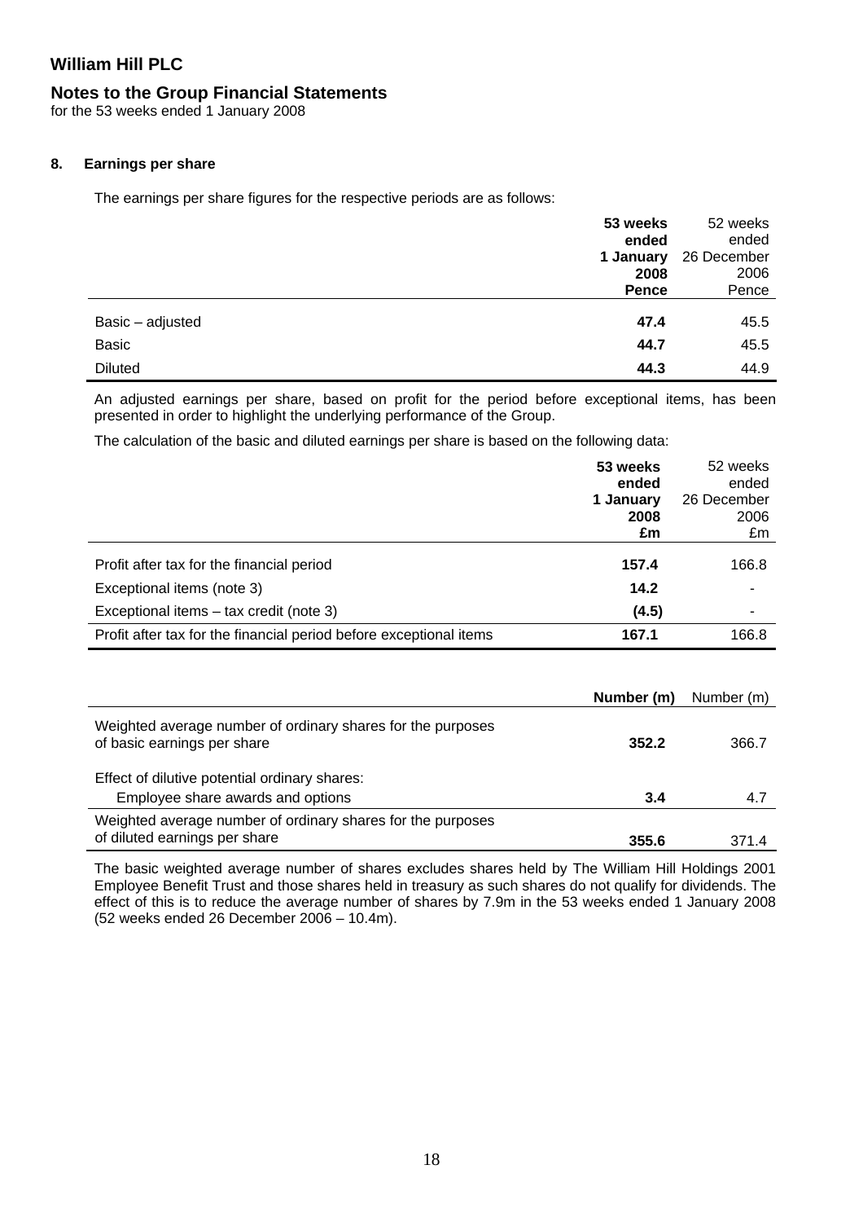# William Hill PLC

## Notes to the Group Financial Statements

for the 53 weeks ended 1 January 2008

### 8. Earnings per share

The earnings per share figures for the respective periods are as follows:

| | **53 weeks ended 1 January 2008 Pence** | 52 weeks ended 26 December 2006 Pence |
|---|---|---|
| Basic – adjusted | **47.4** | 45.5 |
| Basic | **44.7** | 45.5 |
| Diluted | **44.3** | 44.9 |

An adjusted earnings per share, based on profit for the period before exceptional items, has been presented in order to highlight the underlying performance of the Group.

The calculation of the basic and diluted earnings per share is based on the following data:

| | **53 weeks ended 1 January 2008 £m** | 52 weeks ended 26 December 2006 £m |
|---|---|---|
| Profit after tax for the financial period | **157.4** | 166.8 |
| Exceptional items (note 3) | **14.2** | - |
| Exceptional items – tax credit (note 3) | **(4.5)** | - |
| Profit after tax for the financial period before exceptional items | **167.1** | 166.8 |

| | **Number (m)** | Number (m) |
|---|---|---|
| Weighted average number of ordinary shares for the purposes of basic earnings per share | **352.2** | 366.7 |
| Effect of dilutive potential ordinary shares: Employee share awards and options | **3.4** | 4.7 |
| Weighted average number of ordinary shares for the purposes of diluted earnings per share | **355.6** | 371.4 |

The basic weighted average number of shares excludes shares held by The William Hill Holdings 2001 Employee Benefit Trust and those shares held in treasury as such shares do not qualify for dividends. The effect of this is to reduce the average number of shares by 7.9m in the 53 weeks ended 1 January 2008 (52 weeks ended 26 December 2006 – 10.4m).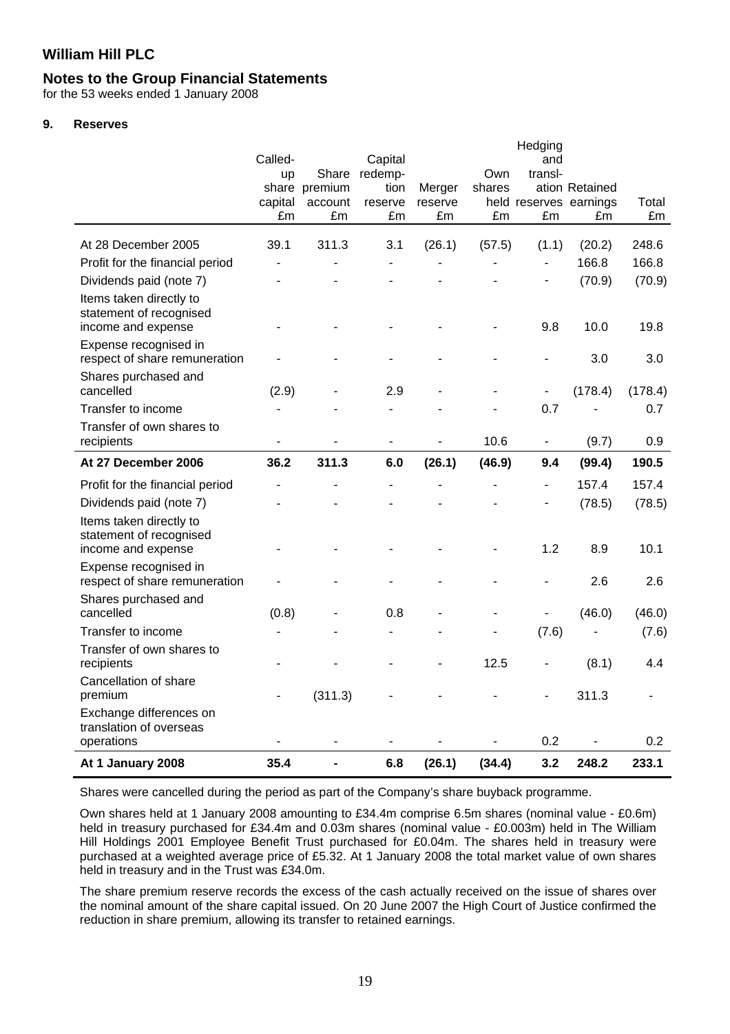**William Hill PLC**

**Notes to the Group Financial Statements**
for the 53 weeks ended 1 January 2008

**9. Reserves**

| | Called-up share capital £m | Share premium account £m | Capital redemp-tion reserve £m | Merger reserve £m | Own shares held £m | Hedging and transl-ation reserves £m | Retained earnings £m | Total £m |
|---|---|---|---|---|---|---|---|---|
| At 28 December 2005 | 39.1 | 311.3 | 3.1 | (26.1) | (57.5) | (1.1) | (20.2) | 248.6 |
| Profit for the financial period | - | - | - | - | - | - | 166.8 | 166.8 |
| Dividends paid (note 7) | - | - | - | - | - | - | (70.9) | (70.9) |
| Items taken directly to statement of recognised income and expense | - | - | - | - | - | 9.8 | 10.0 | 19.8 |
| Expense recognised in respect of share remuneration | - | - | - | - | - | - | 3.0 | 3.0 |
| Shares purchased and cancelled | (2.9) | - | 2.9 | - | - | - | (178.4) | (178.4) |
| Transfer to income | - | - | - | - | - | 0.7 | - | 0.7 |
| Transfer of own shares to recipients | - | - | - | - | 10.6 | - | (9.7) | 0.9 |
| **At 27 December 2006** | **36.2** | **311.3** | **6.0** | **(26.1)** | **(46.9)** | **9.4** | **(99.4)** | **190.5** |
| Profit for the financial period | - | - | - | - | - | - | 157.4 | 157.4 |
| Dividends paid (note 7) | - | - | - | - | - | - | (78.5) | (78.5) |
| Items taken directly to statement of recognised income and expense | - | - | - | - | - | 1.2 | 8.9 | 10.1 |
| Expense recognised in respect of share remuneration | - | - | - | - | - | - | 2.6 | 2.6 |
| Shares purchased and cancelled | (0.8) | - | 0.8 | - | - | - | (46.0) | (46.0) |
| Transfer to income | - | - | - | - | - | (7.6) | - | (7.6) |
| Transfer of own shares to recipients | - | - | - | - | 12.5 | - | (8.1) | 4.4 |
| Cancellation of share premium | - | (311.3) | - | - | - | - | 311.3 | - |
| Exchange differences on translation of overseas operations | - | - | - | - | - | 0.2 | - | 0.2 |
| **At 1 January 2008** | **35.4** | **-** | **6.8** | **(26.1)** | **(34.4)** | **3.2** | **248.2** | **233.1** |

Shares were cancelled during the period as part of the Company's share buyback programme.

Own shares held at 1 January 2008 amounting to £34.4m comprise 6.5m shares (nominal value - £0.6m) held in treasury purchased for £34.4m and 0.03m shares (nominal value - £0.003m) held in The William Hill Holdings 2001 Employee Benefit Trust purchased for £0.04m. The shares held in treasury were purchased at a weighted average price of £5.32. At 1 January 2008 the total market value of own shares held in treasury and in the Trust was £34.0m.

The share premium reserve records the excess of the cash actually received on the issue of shares over the nominal amount of the share capital issued. On 20 June 2007 the High Court of Justice confirmed the reduction in share premium, allowing its transfer to retained earnings.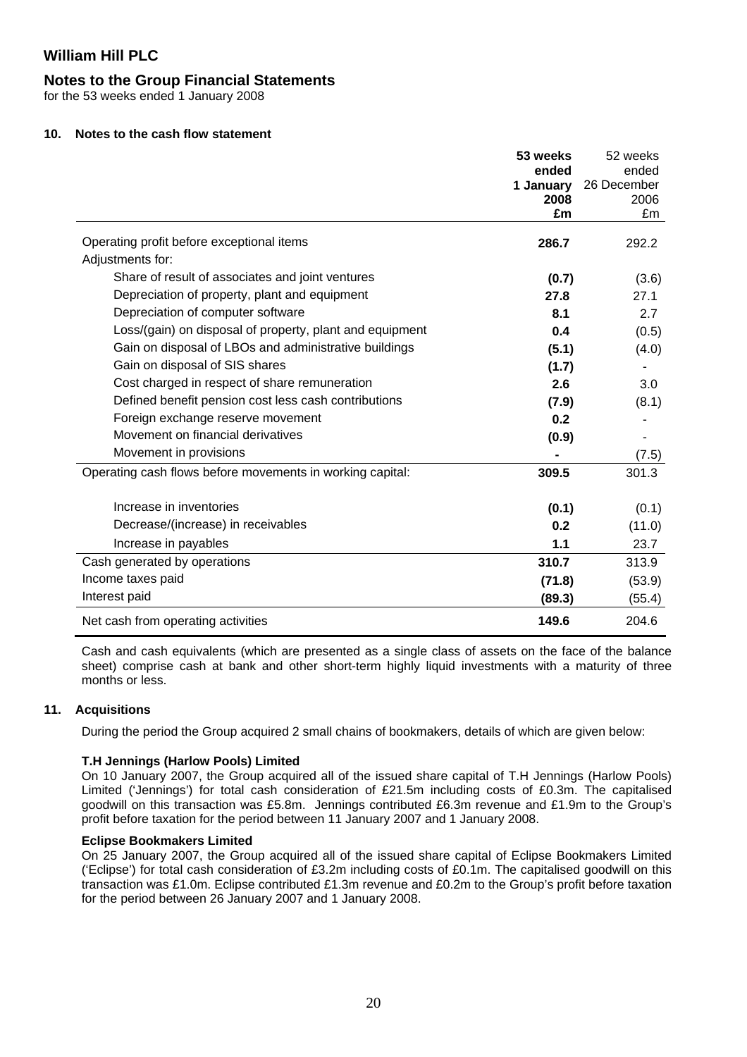# William Hill PLC

## Notes to the Group Financial Statements

for the 53 weeks ended 1 January 2008

### 10. Notes to the cash flow statement

| | **53 weeks ended 1 January 2008 £m** | 52 weeks ended 26 December 2006 £m |
|---|---|---|
| Operating profit before exceptional items | **286.7** | 292.2 |
| Adjustments for: | | |
| Share of result of associates and joint ventures | **(0.7)** | (3.6) |
| Depreciation of property, plant and equipment | **27.8** | 27.1 |
| Depreciation of computer software | **8.1** | 2.7 |
| Loss/(gain) on disposal of property, plant and equipment | **0.4** | (0.5) |
| Gain on disposal of LBOs and administrative buildings | **(5.1)** | (4.0) |
| Gain on disposal of SIS shares | **(1.7)** | - |
| Cost charged in respect of share remuneration | **2.6** | 3.0 |
| Defined benefit pension cost less cash contributions | **(7.9)** | (8.1) |
| Foreign exchange reserve movement | **0.2** | - |
| Movement on financial derivatives | **(0.9)** | - |
| Movement in provisions | **-** | (7.5) |
| Operating cash flows before movements in working capital: | **309.5** | 301.3 |
| Increase in inventories | **(0.1)** | (0.1) |
| Decrease/(increase) in receivables | **0.2** | (11.0) |
| Increase in payables | **1.1** | 23.7 |
| Cash generated by operations | **310.7** | 313.9 |
| Income taxes paid | **(71.8)** | (53.9) |
| Interest paid | **(89.3)** | (55.4) |
| Net cash from operating activities | **149.6** | 204.6 |

Cash and cash equivalents (which are presented as a single class of assets on the face of the balance sheet) comprise cash at bank and other short-term highly liquid investments with a maturity of three months or less.

### 11. Acquisitions

During the period the Group acquired 2 small chains of bookmakers, details of which are given below:

**T.H Jennings (Harlow Pools) Limited**

On 10 January 2007, the Group acquired all of the issued share capital of T.H Jennings (Harlow Pools) Limited ('Jennings') for total cash consideration of £21.5m including costs of £0.3m. The capitalised goodwill on this transaction was £5.8m. Jennings contributed £6.3m revenue and £1.9m to the Group's profit before taxation for the period between 11 January 2007 and 1 January 2008.

**Eclipse Bookmakers Limited**

On 25 January 2007, the Group acquired all of the issued share capital of Eclipse Bookmakers Limited ('Eclipse') for total cash consideration of £3.2m including costs of £0.1m. The capitalised goodwill on this transaction was £1.0m. Eclipse contributed £1.3m revenue and £0.2m to the Group's profit before taxation for the period between 26 January 2007 and 1 January 2008.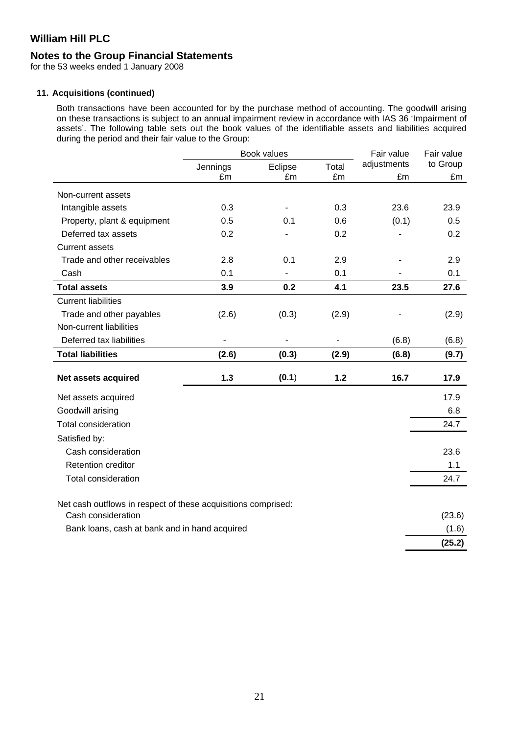# William Hill PLC

## Notes to the Group Financial Statements

for the 53 weeks ended 1 January 2008

### 11. Acquisitions (continued)

Both transactions have been accounted for by the purchase method of accounting. The goodwill arising on these transactions is subject to an annual impairment review in accordance with IAS 36 'Impairment of assets'. The following table sets out the book values of the identifiable assets and liabilities acquired during the period and their fair value to the Group:

| | Book values | | | Fair value adjustments | Fair value to Group |
|---|---|---|---|---|---|
| | Jennings £m | Eclipse £m | Total £m | £m | £m |
| Non-current assets | | | | | |
| Intangible assets | 0.3 | - | 0.3 | 23.6 | 23.9 |
| Property, plant & equipment | 0.5 | 0.1 | 0.6 | (0.1) | 0.5 |
| Deferred tax assets | 0.2 | - | 0.2 | - | 0.2 |
| Current assets | | | | | |
| Trade and other receivables | 2.8 | 0.1 | 2.9 | - | 2.9 |
| Cash | 0.1 | - | 0.1 | - | 0.1 |
| **Total assets** | **3.9** | **0.2** | **4.1** | **23.5** | **27.6** |
| Current liabilities | | | | | |
| Trade and other payables | (2.6) | (0.3) | (2.9) | - | (2.9) |
| Non-current liabilities | | | | | |
| Deferred tax liabilities | - | - | - | (6.8) | (6.8) |
| **Total liabilities** | **(2.6)** | **(0.3)** | **(2.9)** | **(6.8)** | **(9.7)** |
| **Net assets acquired** | **1.3** | **(0.1)** | **1.2** | **16.7** | **17.9** |
| Net assets acquired | | | | | 17.9 |
| Goodwill arising | | | | | 6.8 |
| Total consideration | | | | | 24.7 |
| Satisfied by: | | | | | |
| Cash consideration | | | | | 23.6 |
| Retention creditor | | | | | 1.1 |
| Total consideration | | | | | 24.7 |

| | |
|---|---|
| Net cash outflows in respect of these acquisitions comprised: | |
| Cash consideration | (23.6) |
| Bank loans, cash at bank and in hand acquired | (1.6) |
| | **(25.2)** |